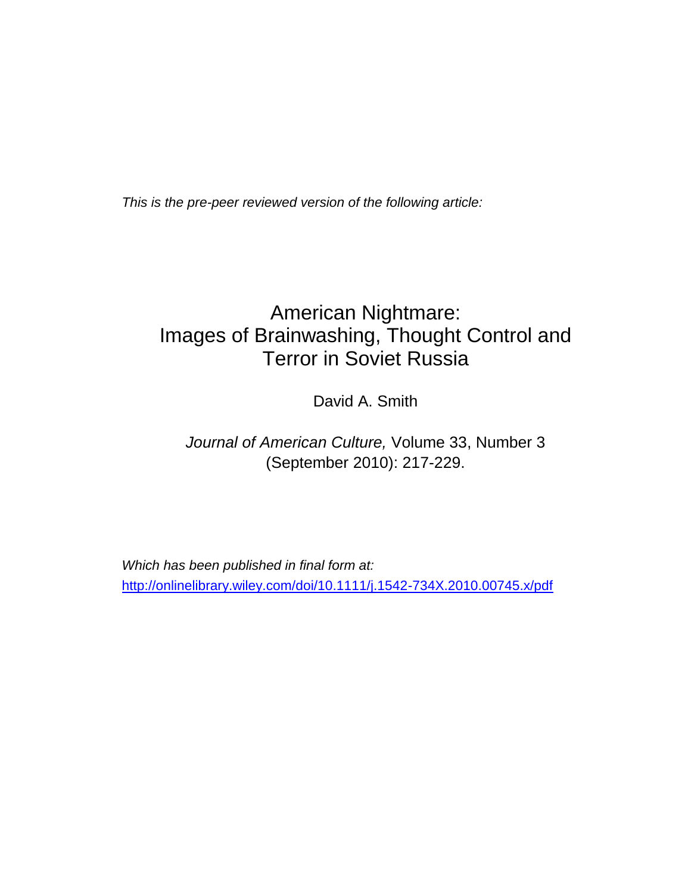*This is the pre-peer reviewed version of the following article:*

# American Nightmare: Images of Brainwashing, Thought Control and Terror in Soviet Russia

David A. Smith

*Journal of American Culture,* Volume 33, Number 3 (September 2010): 217-229.

*Which has been published in final form at:*
http://onlinelibrary.wiley.com/doi/10.1111/j.1542-734X.2010.00745.x/pdf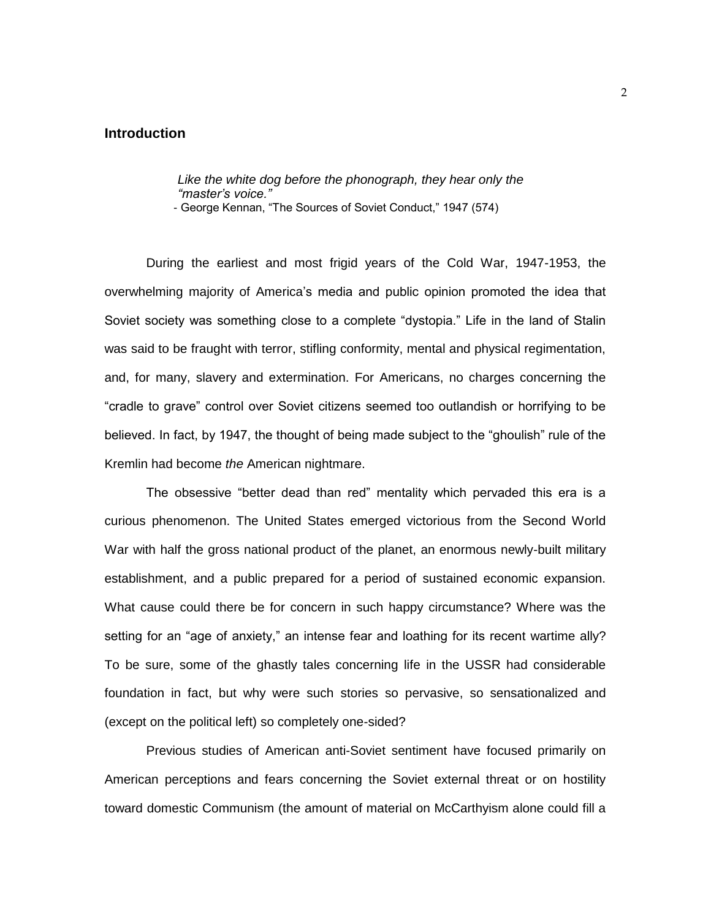## Introduction

> *Like the white dog before the phonograph, they hear only the "master's voice."*
> - George Kennan, "The Sources of Soviet Conduct," 1947 (574)

During the earliest and most frigid years of the Cold War, 1947-1953, the overwhelming majority of America's media and public opinion promoted the idea that Soviet society was something close to a complete "dystopia." Life in the land of Stalin was said to be fraught with terror, stifling conformity, mental and physical regimentation, and, for many, slavery and extermination. For Americans, no charges concerning the "cradle to grave" control over Soviet citizens seemed too outlandish or horrifying to be believed. In fact, by 1947, the thought of being made subject to the "ghoulish" rule of the Kremlin had become *the* American nightmare.

The obsessive "better dead than red" mentality which pervaded this era is a curious phenomenon. The United States emerged victorious from the Second World War with half the gross national product of the planet, an enormous newly-built military establishment, and a public prepared for a period of sustained economic expansion. What cause could there be for concern in such happy circumstance? Where was the setting for an "age of anxiety," an intense fear and loathing for its recent wartime ally? To be sure, some of the ghastly tales concerning life in the USSR had considerable foundation in fact, but why were such stories so pervasive, so sensationalized and (except on the political left) so completely one-sided?

Previous studies of American anti-Soviet sentiment have focused primarily on American perceptions and fears concerning the Soviet external threat or on hostility toward domestic Communism (the amount of material on McCarthyism alone could fill a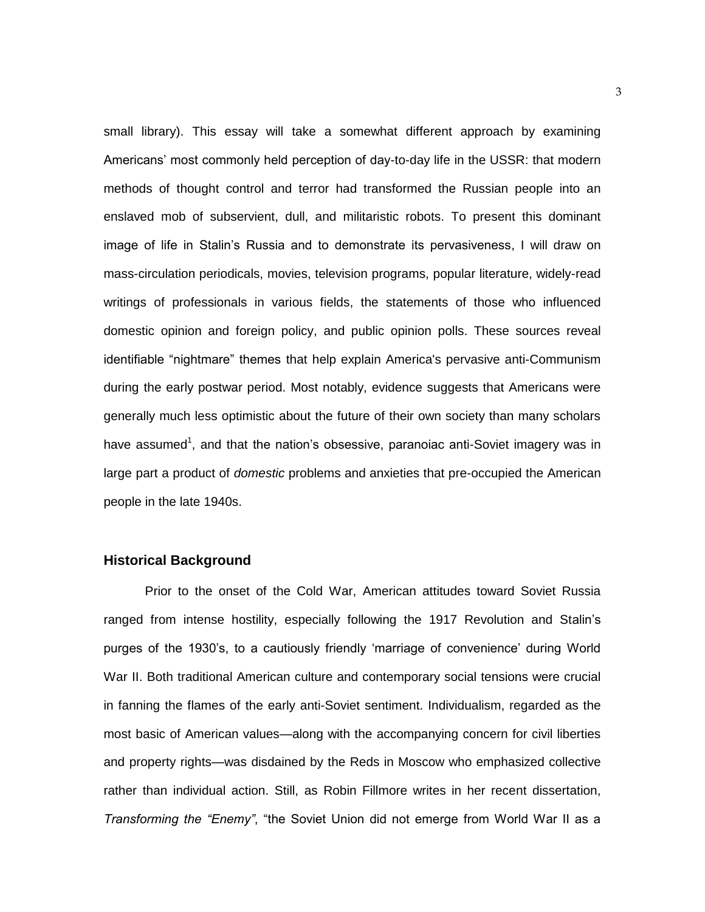small library). This essay will take a somewhat different approach by examining Americans' most commonly held perception of day-to-day life in the USSR: that modern methods of thought control and terror had transformed the Russian people into an enslaved mob of subservient, dull, and militaristic robots. To present this dominant image of life in Stalin's Russia and to demonstrate its pervasiveness, I will draw on mass-circulation periodicals, movies, television programs, popular literature, widely-read writings of professionals in various fields, the statements of those who influenced domestic opinion and foreign policy, and public opinion polls. These sources reveal identifiable "nightmare" themes that help explain America's pervasive anti-Communism during the early postwar period. Most notably, evidence suggests that Americans were generally much less optimistic about the future of their own society than many scholars have assumed[1], and that the nation's obsessive, paranoiac anti-Soviet imagery was in large part a product of *domestic* problems and anxieties that pre-occupied the American people in the late 1940s.

## Historical Background

Prior to the onset of the Cold War, American attitudes toward Soviet Russia ranged from intense hostility, especially following the 1917 Revolution and Stalin's purges of the 1930's, to a cautiously friendly 'marriage of convenience' during World War II. Both traditional American culture and contemporary social tensions were crucial in fanning the flames of the early anti-Soviet sentiment. Individualism, regarded as the most basic of American values—along with the accompanying concern for civil liberties and property rights—was disdained by the Reds in Moscow who emphasized collective rather than individual action. Still, as Robin Fillmore writes in her recent dissertation, *Transforming the "Enemy"*, "the Soviet Union did not emerge from World War II as a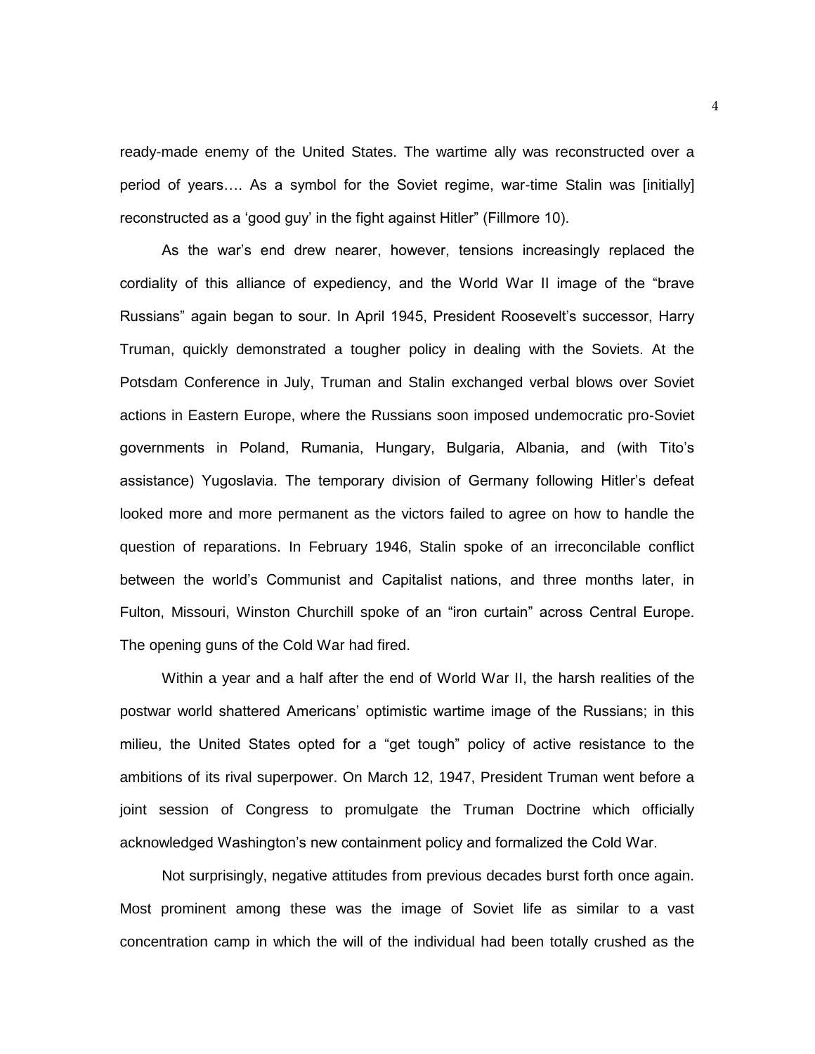ready-made enemy of the United States. The wartime ally was reconstructed over a period of years…. As a symbol for the Soviet regime, war-time Stalin was [initially] reconstructed as a 'good guy' in the fight against Hitler" (Fillmore 10).

As the war's end drew nearer, however, tensions increasingly replaced the cordiality of this alliance of expediency, and the World War II image of the "brave Russians" again began to sour. In April 1945, President Roosevelt's successor, Harry Truman, quickly demonstrated a tougher policy in dealing with the Soviets. At the Potsdam Conference in July, Truman and Stalin exchanged verbal blows over Soviet actions in Eastern Europe, where the Russians soon imposed undemocratic pro-Soviet governments in Poland, Rumania, Hungary, Bulgaria, Albania, and (with Tito's assistance) Yugoslavia. The temporary division of Germany following Hitler's defeat looked more and more permanent as the victors failed to agree on how to handle the question of reparations. In February 1946, Stalin spoke of an irreconcilable conflict between the world's Communist and Capitalist nations, and three months later, in Fulton, Missouri, Winston Churchill spoke of an "iron curtain" across Central Europe. The opening guns of the Cold War had fired.

Within a year and a half after the end of World War II, the harsh realities of the postwar world shattered Americans' optimistic wartime image of the Russians; in this milieu, the United States opted for a "get tough" policy of active resistance to the ambitions of its rival superpower. On March 12, 1947, President Truman went before a joint session of Congress to promulgate the Truman Doctrine which officially acknowledged Washington's new containment policy and formalized the Cold War.

Not surprisingly, negative attitudes from previous decades burst forth once again. Most prominent among these was the image of Soviet life as similar to a vast concentration camp in which the will of the individual had been totally crushed as the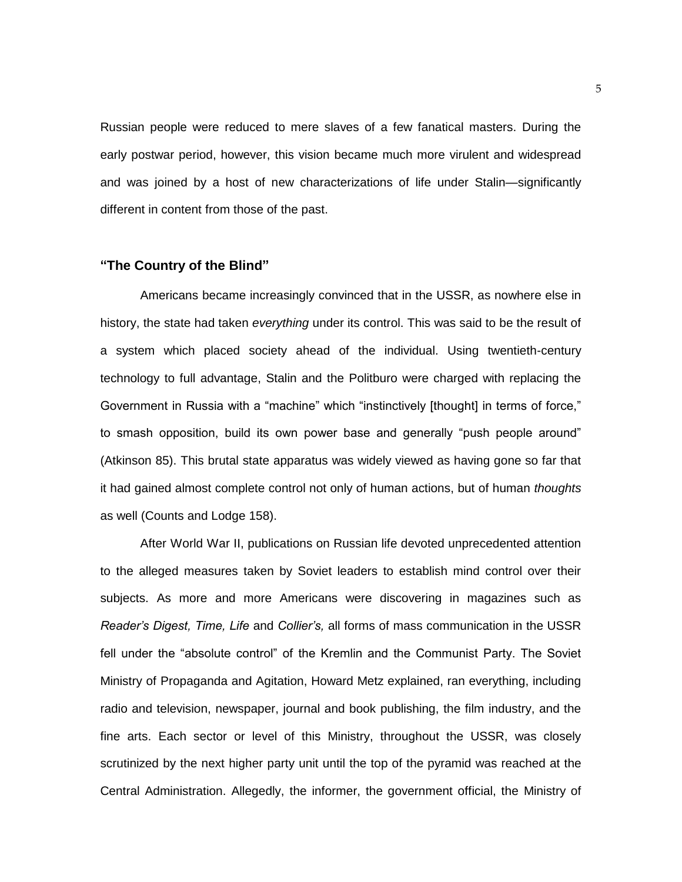Russian people were reduced to mere slaves of a few fanatical masters. During the early postwar period, however, this vision became much more virulent and widespread and was joined by a host of new characterizations of life under Stalin—significantly different in content from those of the past.

## **"The Country of the Blind"**

Americans became increasingly convinced that in the USSR, as nowhere else in history, the state had taken *everything* under its control. This was said to be the result of a system which placed society ahead of the individual. Using twentieth-century technology to full advantage, Stalin and the Politburo were charged with replacing the Government in Russia with a "machine" which "instinctively [thought] in terms of force," to smash opposition, build its own power base and generally "push people around" (Atkinson 85). This brutal state apparatus was widely viewed as having gone so far that it had gained almost complete control not only of human actions, but of human *thoughts* as well (Counts and Lodge 158).

After World War II, publications on Russian life devoted unprecedented attention to the alleged measures taken by Soviet leaders to establish mind control over their subjects. As more and more Americans were discovering in magazines such as *Reader's Digest, Time, Life* and *Collier's,* all forms of mass communication in the USSR fell under the "absolute control" of the Kremlin and the Communist Party. The Soviet Ministry of Propaganda and Agitation, Howard Metz explained, ran everything, including radio and television, newspaper, journal and book publishing, the film industry, and the fine arts. Each sector or level of this Ministry, throughout the USSR, was closely scrutinized by the next higher party unit until the top of the pyramid was reached at the Central Administration. Allegedly, the informer, the government official, the Ministry of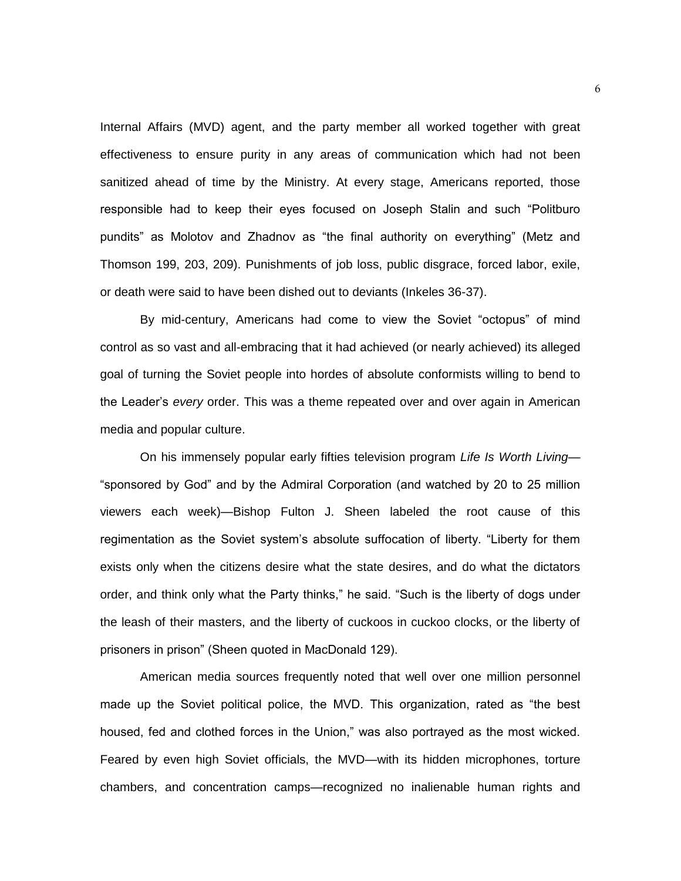Internal Affairs (MVD) agent, and the party member all worked together with great effectiveness to ensure purity in any areas of communication which had not been sanitized ahead of time by the Ministry. At every stage, Americans reported, those responsible had to keep their eyes focused on Joseph Stalin and such "Politburo pundits" as Molotov and Zhadnov as "the final authority on everything" (Metz and Thomson 199, 203, 209). Punishments of job loss, public disgrace, forced labor, exile, or death were said to have been dished out to deviants (Inkeles 36-37).

By mid-century, Americans had come to view the Soviet "octopus" of mind control as so vast and all-embracing that it had achieved (or nearly achieved) its alleged goal of turning the Soviet people into hordes of absolute conformists willing to bend to the Leader's *every* order. This was a theme repeated over and over again in American media and popular culture.

On his immensely popular early fifties television program *Life Is Worth Living*—"sponsored by God" and by the Admiral Corporation (and watched by 20 to 25 million viewers each week)—Bishop Fulton J. Sheen labeled the root cause of this regimentation as the Soviet system's absolute suffocation of liberty. "Liberty for them exists only when the citizens desire what the state desires, and do what the dictators order, and think only what the Party thinks," he said. "Such is the liberty of dogs under the leash of their masters, and the liberty of cuckoos in cuckoo clocks, or the liberty of prisoners in prison" (Sheen quoted in MacDonald 129).

American media sources frequently noted that well over one million personnel made up the Soviet political police, the MVD. This organization, rated as "the best housed, fed and clothed forces in the Union," was also portrayed as the most wicked. Feared by even high Soviet officials, the MVD—with its hidden microphones, torture chambers, and concentration camps—recognized no inalienable human rights and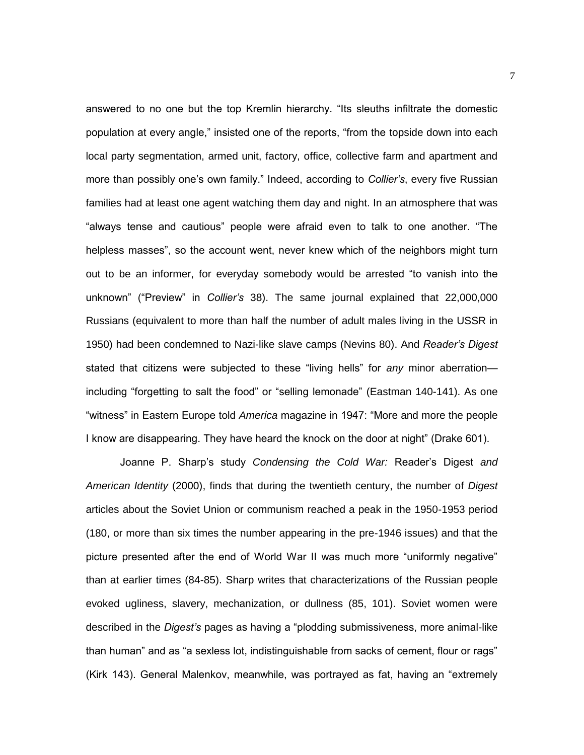answered to no one but the top Kremlin hierarchy. "Its sleuths infiltrate the domestic population at every angle," insisted one of the reports, "from the topside down into each local party segmentation, armed unit, factory, office, collective farm and apartment and more than possibly one's own family." Indeed, according to *Collier's*, every five Russian families had at least one agent watching them day and night. In an atmosphere that was "always tense and cautious" people were afraid even to talk to one another. "The helpless masses", so the account went, never knew which of the neighbors might turn out to be an informer, for everyday somebody would be arrested "to vanish into the unknown" ("Preview" in *Collier's* 38). The same journal explained that 22,000,000 Russians (equivalent to more than half the number of adult males living in the USSR in 1950) had been condemned to Nazi-like slave camps (Nevins 80). And *Reader's Digest* stated that citizens were subjected to these "living hells" for *any* minor aberration—including "forgetting to salt the food" or "selling lemonade" (Eastman 140-141). As one "witness" in Eastern Europe told *America* magazine in 1947: "More and more the people I know are disappearing. They have heard the knock on the door at night" (Drake 601).

Joanne P. Sharp's study *Condensing the Cold War:* Reader's Digest *and American Identity* (2000), finds that during the twentieth century, the number of *Digest* articles about the Soviet Union or communism reached a peak in the 1950-1953 period (180, or more than six times the number appearing in the pre-1946 issues) and that the picture presented after the end of World War II was much more "uniformly negative" than at earlier times (84-85). Sharp writes that characterizations of the Russian people evoked ugliness, slavery, mechanization, or dullness (85, 101). Soviet women were described in the *Digest's* pages as having a "plodding submissiveness, more animal-like than human" and as "a sexless lot, indistinguishable from sacks of cement, flour or rags" (Kirk 143). General Malenkov, meanwhile, was portrayed as fat, having an "extremely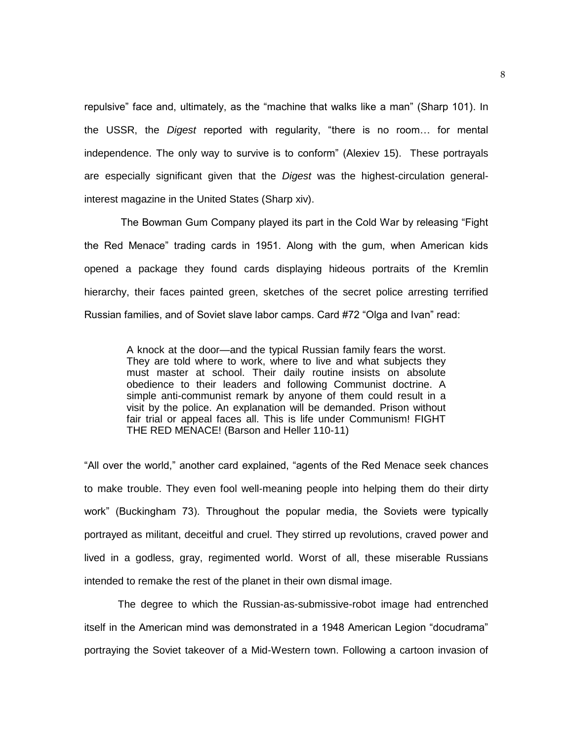repulsive" face and, ultimately, as the "machine that walks like a man" (Sharp 101). In the USSR, the *Digest* reported with regularity, "there is no room… for mental independence. The only way to survive is to conform" (Alexiev 15). These portrayals are especially significant given that the *Digest* was the highest-circulation general-interest magazine in the United States (Sharp xiv).

The Bowman Gum Company played its part in the Cold War by releasing "Fight the Red Menace" trading cards in 1951. Along with the gum, when American kids opened a package they found cards displaying hideous portraits of the Kremlin hierarchy, their faces painted green, sketches of the secret police arresting terrified Russian families, and of Soviet slave labor camps. Card #72 "Olga and Ivan" read:

> A knock at the door—and the typical Russian family fears the worst. They are told where to work, where to live and what subjects they must master at school. Their daily routine insists on absolute obedience to their leaders and following Communist doctrine. A simple anti-communist remark by anyone of them could result in a visit by the police. An explanation will be demanded. Prison without fair trial or appeal faces all. This is life under Communism! FIGHT THE RED MENACE! (Barson and Heller 110-11)

"All over the world," another card explained, "agents of the Red Menace seek chances to make trouble. They even fool well-meaning people into helping them do their dirty work" (Buckingham 73). Throughout the popular media, the Soviets were typically portrayed as militant, deceitful and cruel. They stirred up revolutions, craved power and lived in a godless, gray, regimented world. Worst of all, these miserable Russians intended to remake the rest of the planet in their own dismal image.

The degree to which the Russian-as-submissive-robot image had entrenched itself in the American mind was demonstrated in a 1948 American Legion "docudrama" portraying the Soviet takeover of a Mid-Western town. Following a cartoon invasion of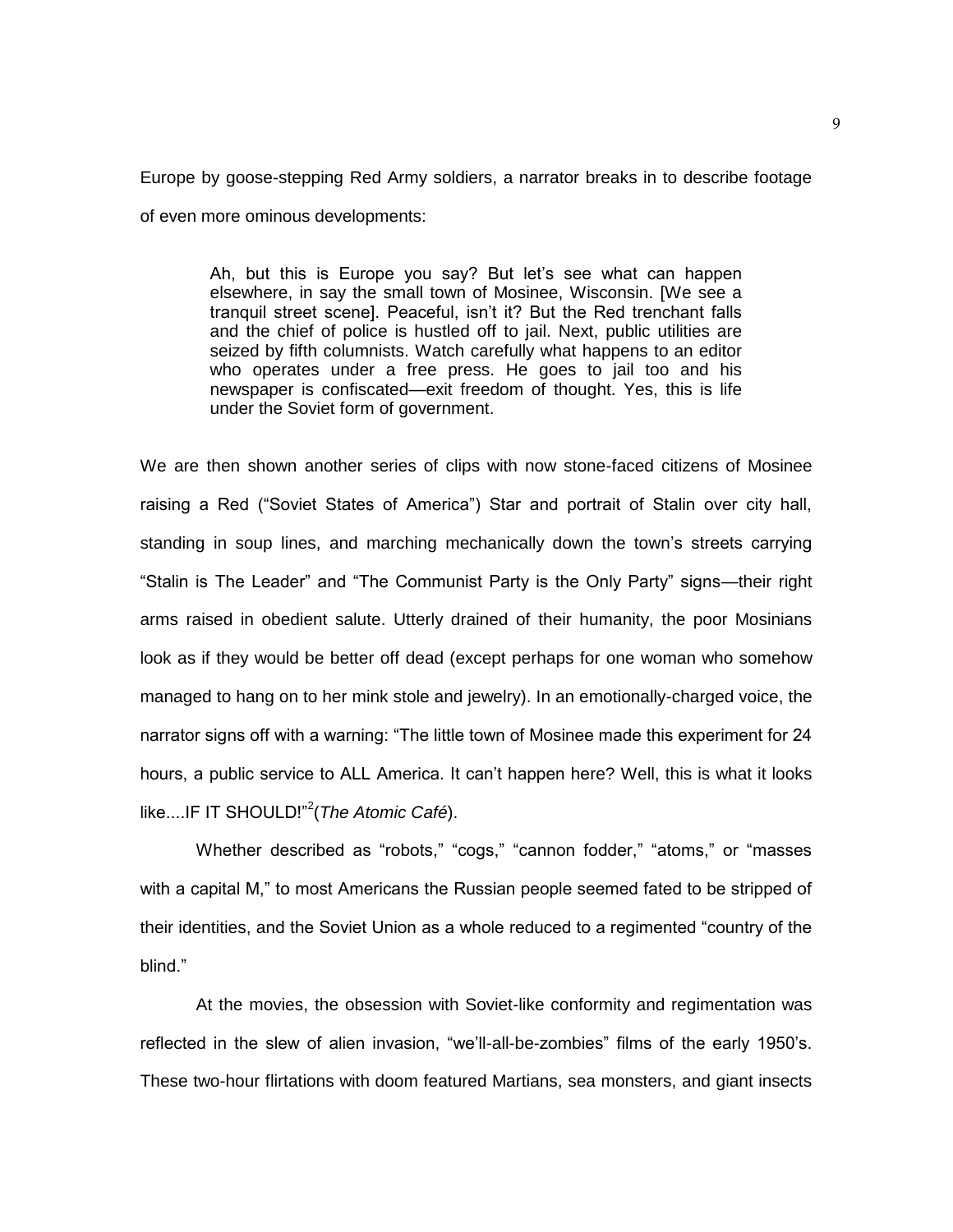Europe by goose-stepping Red Army soldiers, a narrator breaks in to describe footage of even more ominous developments:

> Ah, but this is Europe you say? But let's see what can happen elsewhere, in say the small town of Mosinee, Wisconsin. [We see a tranquil street scene]. Peaceful, isn't it? But the Red trenchant falls and the chief of police is hustled off to jail. Next, public utilities are seized by fifth columnists. Watch carefully what happens to an editor who operates under a free press. He goes to jail too and his newspaper is confiscated—exit freedom of thought. Yes, this is life under the Soviet form of government.

We are then shown another series of clips with now stone-faced citizens of Mosinee raising a Red ("Soviet States of America") Star and portrait of Stalin over city hall, standing in soup lines, and marching mechanically down the town's streets carrying "Stalin is The Leader" and "The Communist Party is the Only Party" signs—their right arms raised in obedient salute. Utterly drained of their humanity, the poor Mosinians look as if they would be better off dead (except perhaps for one woman who somehow managed to hang on to her mink stole and jewelry). In an emotionally-charged voice, the narrator signs off with a warning: "The little town of Mosinee made this experiment for 24 hours, a public service to ALL America. It can't happen here? Well, this is what it looks like....IF IT SHOULD!"[2] (*The Atomic Café*).

Whether described as "robots," "cogs," "cannon fodder," "atoms," or "masses with a capital M," to most Americans the Russian people seemed fated to be stripped of their identities, and the Soviet Union as a whole reduced to a regimented "country of the blind."

At the movies, the obsession with Soviet-like conformity and regimentation was reflected in the slew of alien invasion, "we'll-all-be-zombies" films of the early 1950's. These two-hour flirtations with doom featured Martians, sea monsters, and giant insects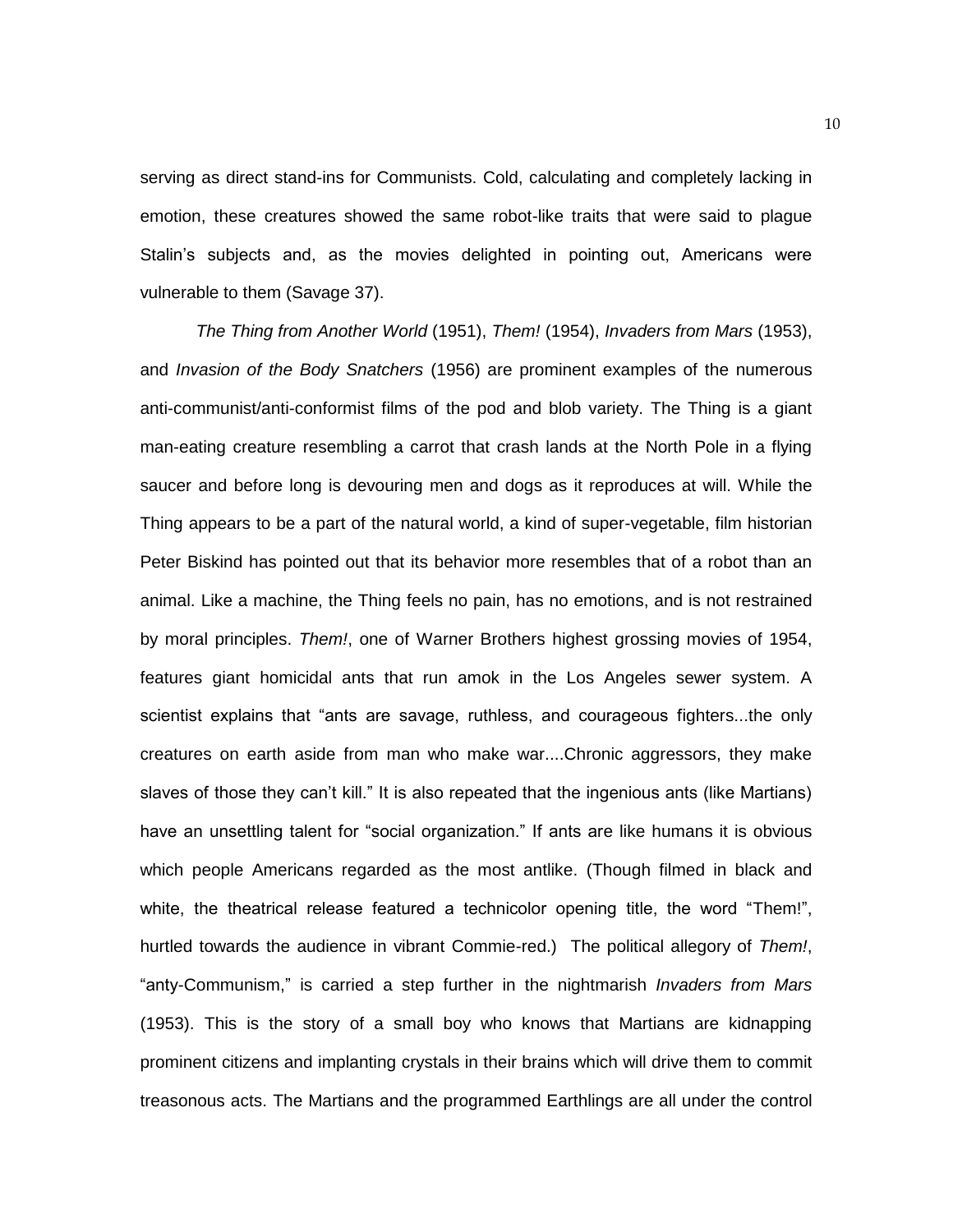serving as direct stand-ins for Communists. Cold, calculating and completely lacking in emotion, these creatures showed the same robot-like traits that were said to plague Stalin's subjects and, as the movies delighted in pointing out, Americans were vulnerable to them (Savage 37).

*The Thing from Another World* (1951), *Them!* (1954), *Invaders from Mars* (1953), and *Invasion of the Body Snatchers* (1956) are prominent examples of the numerous anti-communist/anti-conformist films of the pod and blob variety. The Thing is a giant man-eating creature resembling a carrot that crash lands at the North Pole in a flying saucer and before long is devouring men and dogs as it reproduces at will. While the Thing appears to be a part of the natural world, a kind of super-vegetable, film historian Peter Biskind has pointed out that its behavior more resembles that of a robot than an animal. Like a machine, the Thing feels no pain, has no emotions, and is not restrained by moral principles. *Them!*, one of Warner Brothers highest grossing movies of 1954, features giant homicidal ants that run amok in the Los Angeles sewer system. A scientist explains that "ants are savage, ruthless, and courageous fighters...the only creatures on earth aside from man who make war....Chronic aggressors, they make slaves of those they can't kill." It is also repeated that the ingenious ants (like Martians) have an unsettling talent for "social organization." If ants are like humans it is obvious which people Americans regarded as the most antlike. (Though filmed in black and white, the theatrical release featured a technicolor opening title, the word "Them!", hurtled towards the audience in vibrant Commie-red.) The political allegory of *Them!*, "anty-Communism," is carried a step further in the nightmarish *Invaders from Mars* (1953). This is the story of a small boy who knows that Martians are kidnapping prominent citizens and implanting crystals in their brains which will drive them to commit treasonous acts. The Martians and the programmed Earthlings are all under the control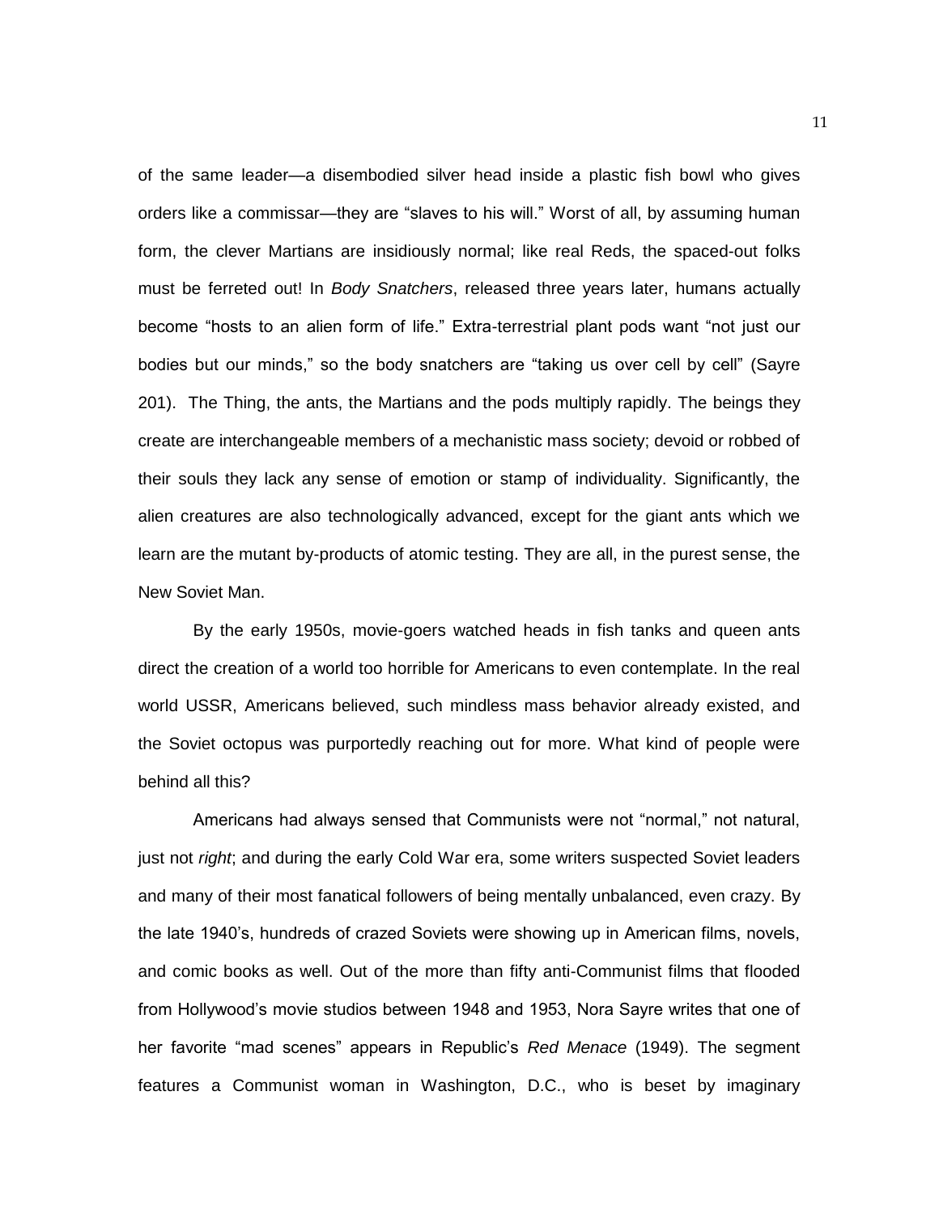of the same leader—a disembodied silver head inside a plastic fish bowl who gives orders like a commissar—they are "slaves to his will." Worst of all, by assuming human form, the clever Martians are insidiously normal; like real Reds, the spaced-out folks must be ferreted out! In *Body Snatchers*, released three years later, humans actually become "hosts to an alien form of life." Extra-terrestrial plant pods want "not just our bodies but our minds," so the body snatchers are "taking us over cell by cell" (Sayre 201). The Thing, the ants, the Martians and the pods multiply rapidly. The beings they create are interchangeable members of a mechanistic mass society; devoid or robbed of their souls they lack any sense of emotion or stamp of individuality. Significantly, the alien creatures are also technologically advanced, except for the giant ants which we learn are the mutant by-products of atomic testing. They are all, in the purest sense, the New Soviet Man.

By the early 1950s, movie-goers watched heads in fish tanks and queen ants direct the creation of a world too horrible for Americans to even contemplate. In the real world USSR, Americans believed, such mindless mass behavior already existed, and the Soviet octopus was purportedly reaching out for more. What kind of people were behind all this?

Americans had always sensed that Communists were not "normal," not natural, just not *right*; and during the early Cold War era, some writers suspected Soviet leaders and many of their most fanatical followers of being mentally unbalanced, even crazy. By the late 1940's, hundreds of crazed Soviets were showing up in American films, novels, and comic books as well. Out of the more than fifty anti-Communist films that flooded from Hollywood's movie studios between 1948 and 1953, Nora Sayre writes that one of her favorite "mad scenes" appears in Republic's *Red Menace* (1949). The segment features a Communist woman in Washington, D.C., who is beset by imaginary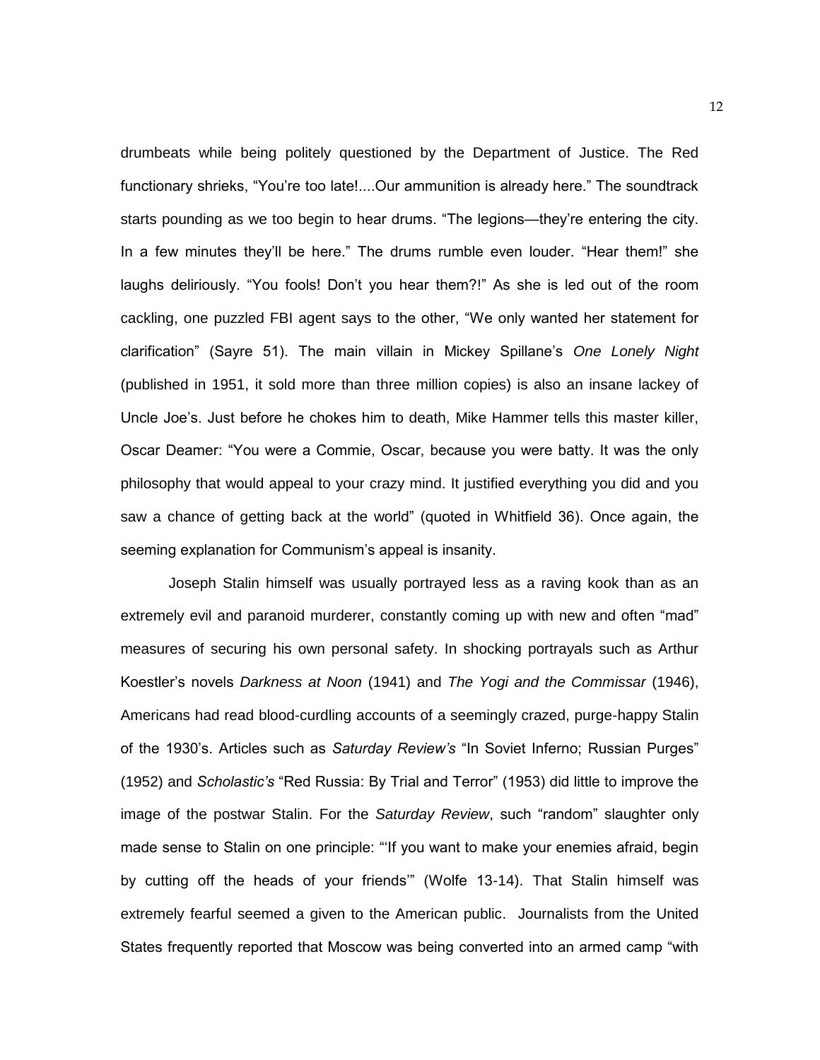drumbeats while being politely questioned by the Department of Justice. The Red functionary shrieks, “You’re too late!....Our ammunition is already here.” The soundtrack starts pounding as we too begin to hear drums. “The legions—they’re entering the city. In a few minutes they’ll be here.” The drums rumble even louder. “Hear them!” she laughs deliriously. “You fools! Don’t you hear them?!” As she is led out of the room cackling, one puzzled FBI agent says to the other, “We only wanted her statement for clarification” (Sayre 51). The main villain in Mickey Spillane’s *One Lonely Night* (published in 1951, it sold more than three million copies) is also an insane lackey of Uncle Joe’s. Just before he chokes him to death, Mike Hammer tells this master killer, Oscar Deamer: “You were a Commie, Oscar, because you were batty. It was the only philosophy that would appeal to your crazy mind. It justified everything you did and you saw a chance of getting back at the world” (quoted in Whitfield 36). Once again, the seeming explanation for Communism’s appeal is insanity.

Joseph Stalin himself was usually portrayed less as a raving kook than as an extremely evil and paranoid murderer, constantly coming up with new and often “mad” measures of securing his own personal safety. In shocking portrayals such as Arthur Koestler’s novels *Darkness at Noon* (1941) and *The Yogi and the Commissar* (1946), Americans had read blood-curdling accounts of a seemingly crazed, purge-happy Stalin of the 1930’s. Articles such as *Saturday Review’s* “In Soviet Inferno; Russian Purges” (1952) and *Scholastic’s* “Red Russia: By Trial and Terror” (1953) did little to improve the image of the postwar Stalin. For the *Saturday Review*, such “random” slaughter only made sense to Stalin on one principle: “‘If you want to make your enemies afraid, begin by cutting off the heads of your friends’” (Wolfe 13-14). That Stalin himself was extremely fearful seemed a given to the American public. Journalists from the United States frequently reported that Moscow was being converted into an armed camp “with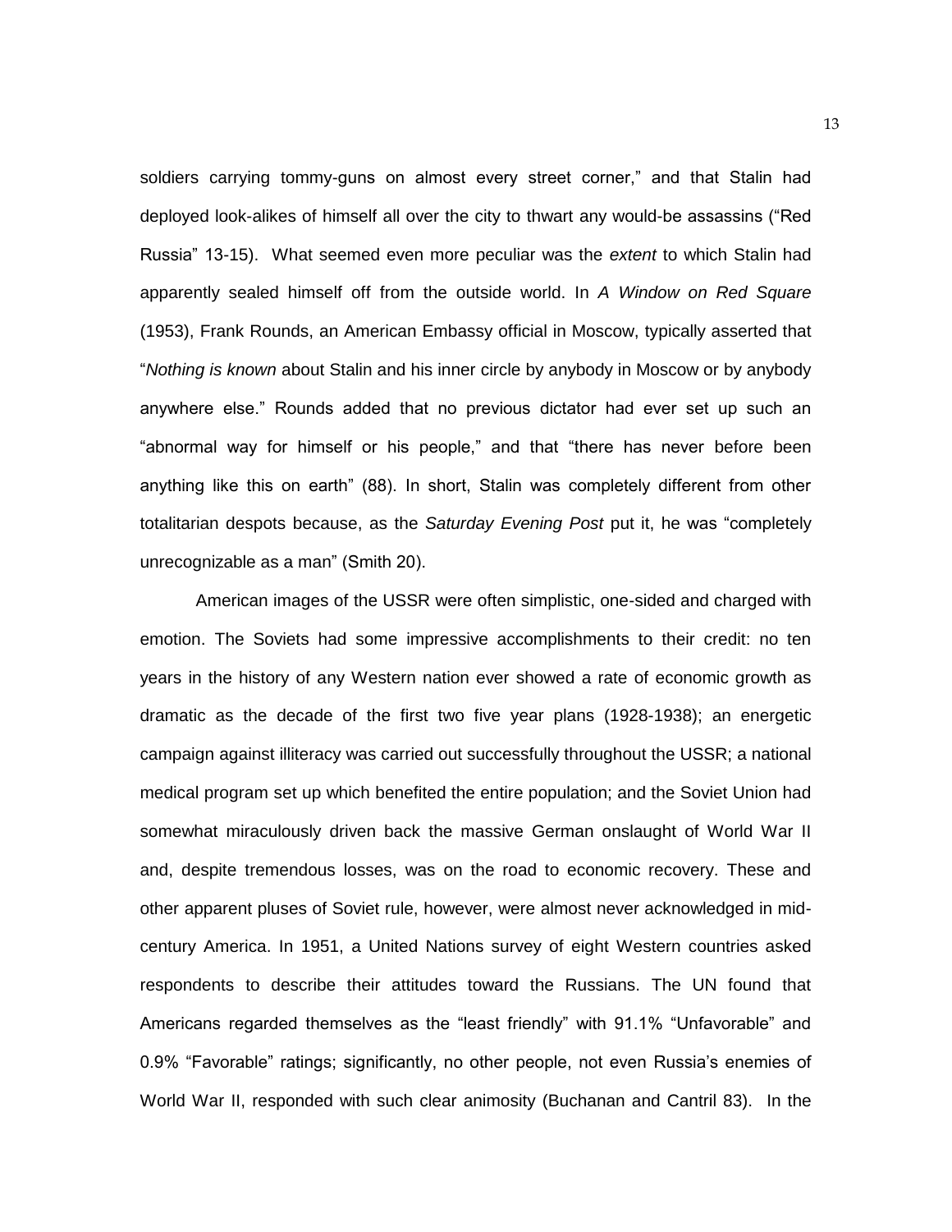soldiers carrying tommy-guns on almost every street corner," and that Stalin had deployed look-alikes of himself all over the city to thwart any would-be assassins ("Red Russia" 13-15). What seemed even more peculiar was the *extent* to which Stalin had apparently sealed himself off from the outside world. In *A Window on Red Square* (1953), Frank Rounds, an American Embassy official in Moscow, typically asserted that "*Nothing is known* about Stalin and his inner circle by anybody in Moscow or by anybody anywhere else." Rounds added that no previous dictator had ever set up such an "abnormal way for himself or his people," and that "there has never before been anything like this on earth" (88). In short, Stalin was completely different from other totalitarian despots because, as the *Saturday Evening Post* put it, he was "completely unrecognizable as a man" (Smith 20).

American images of the USSR were often simplistic, one-sided and charged with emotion. The Soviets had some impressive accomplishments to their credit: no ten years in the history of any Western nation ever showed a rate of economic growth as dramatic as the decade of the first two five year plans (1928-1938); an energetic campaign against illiteracy was carried out successfully throughout the USSR; a national medical program set up which benefited the entire population; and the Soviet Union had somewhat miraculously driven back the massive German onslaught of World War II and, despite tremendous losses, was on the road to economic recovery. These and other apparent pluses of Soviet rule, however, were almost never acknowledged in mid-century America. In 1951, a United Nations survey of eight Western countries asked respondents to describe their attitudes toward the Russians. The UN found that Americans regarded themselves as the "least friendly" with 91.1% "Unfavorable" and 0.9% "Favorable" ratings; significantly, no other people, not even Russia's enemies of World War II, responded with such clear animosity (Buchanan and Cantril 83). In the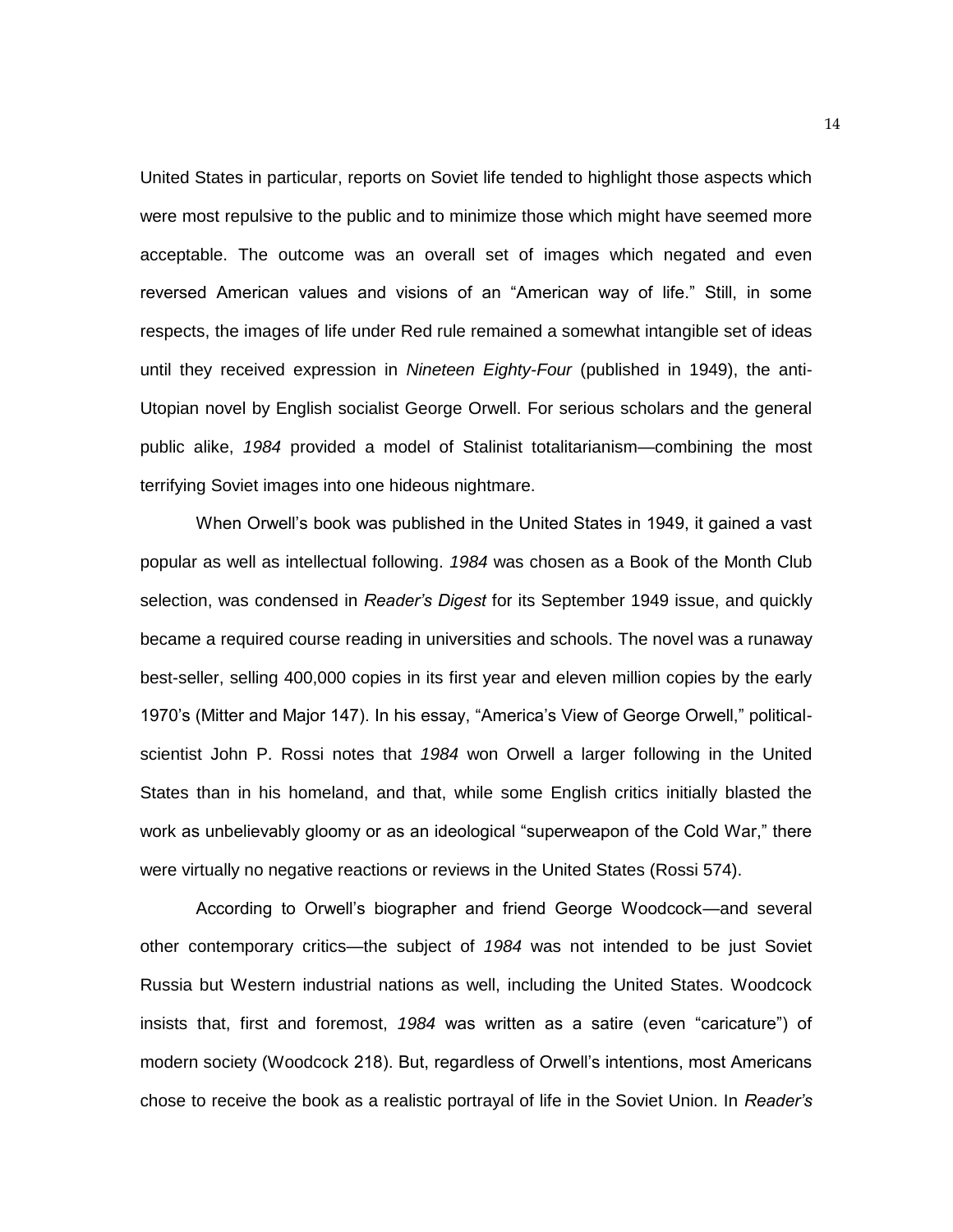United States in particular, reports on Soviet life tended to highlight those aspects which were most repulsive to the public and to minimize those which might have seemed more acceptable. The outcome was an overall set of images which negated and even reversed American values and visions of an "American way of life." Still, in some respects, the images of life under Red rule remained a somewhat intangible set of ideas until they received expression in *Nineteen Eighty-Four* (published in 1949), the anti-Utopian novel by English socialist George Orwell. For serious scholars and the general public alike, *1984* provided a model of Stalinist totalitarianism—combining the most terrifying Soviet images into one hideous nightmare.

When Orwell's book was published in the United States in 1949, it gained a vast popular as well as intellectual following. *1984* was chosen as a Book of the Month Club selection, was condensed in *Reader's Digest* for its September 1949 issue, and quickly became a required course reading in universities and schools. The novel was a runaway best-seller, selling 400,000 copies in its first year and eleven million copies by the early 1970's (Mitter and Major 147). In his essay, "America's View of George Orwell," political-scientist John P. Rossi notes that *1984* won Orwell a larger following in the United States than in his homeland, and that, while some English critics initially blasted the work as unbelievably gloomy or as an ideological "superweapon of the Cold War," there were virtually no negative reactions or reviews in the United States (Rossi 574).

According to Orwell's biographer and friend George Woodcock—and several other contemporary critics—the subject of *1984* was not intended to be just Soviet Russia but Western industrial nations as well, including the United States. Woodcock insists that, first and foremost, *1984* was written as a satire (even "caricature") of modern society (Woodcock 218). But, regardless of Orwell's intentions, most Americans chose to receive the book as a realistic portrayal of life in the Soviet Union. In *Reader's*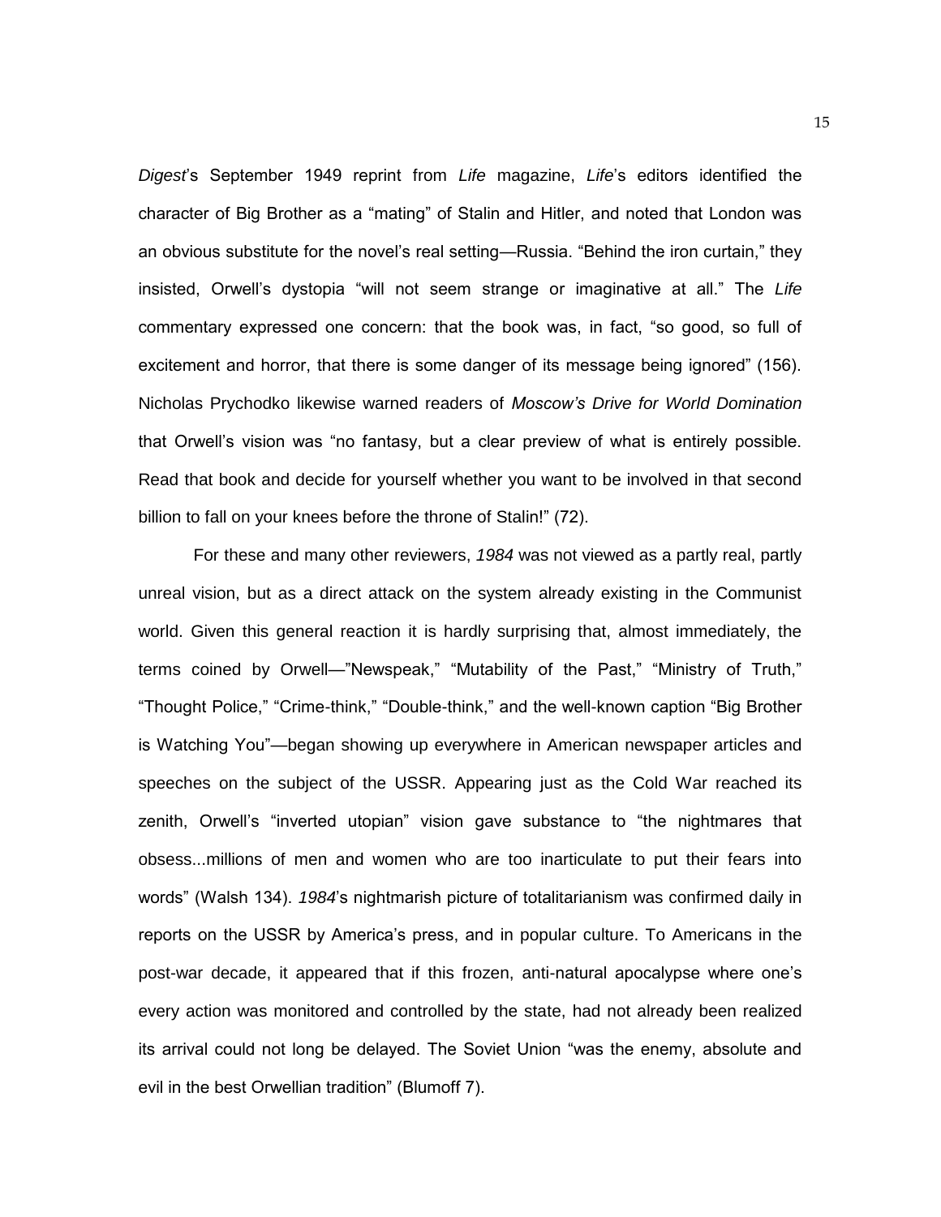*Digest*'s September 1949 reprint from *Life* magazine, *Life*'s editors identified the character of Big Brother as a "mating" of Stalin and Hitler, and noted that London was an obvious substitute for the novel's real setting—Russia. "Behind the iron curtain," they insisted, Orwell's dystopia "will not seem strange or imaginative at all." The *Life* commentary expressed one concern: that the book was, in fact, "so good, so full of excitement and horror, that there is some danger of its message being ignored" (156). Nicholas Prychodko likewise warned readers of *Moscow's Drive for World Domination* that Orwell's vision was "no fantasy, but a clear preview of what is entirely possible. Read that book and decide for yourself whether you want to be involved in that second billion to fall on your knees before the throne of Stalin!" (72).

For these and many other reviewers, *1984* was not viewed as a partly real, partly unreal vision, but as a direct attack on the system already existing in the Communist world. Given this general reaction it is hardly surprising that, almost immediately, the terms coined by Orwell—"Newspeak," "Mutability of the Past," "Ministry of Truth," "Thought Police," "Crime-think," "Double-think," and the well-known caption "Big Brother is Watching You"—began showing up everywhere in American newspaper articles and speeches on the subject of the USSR. Appearing just as the Cold War reached its zenith, Orwell's "inverted utopian" vision gave substance to "the nightmares that obsess...millions of men and women who are too inarticulate to put their fears into words" (Walsh 134). *1984*'s nightmarish picture of totalitarianism was confirmed daily in reports on the USSR by America's press, and in popular culture. To Americans in the post-war decade, it appeared that if this frozen, anti-natural apocalypse where one's every action was monitored and controlled by the state, had not already been realized its arrival could not long be delayed. The Soviet Union "was the enemy, absolute and evil in the best Orwellian tradition" (Blumoff 7).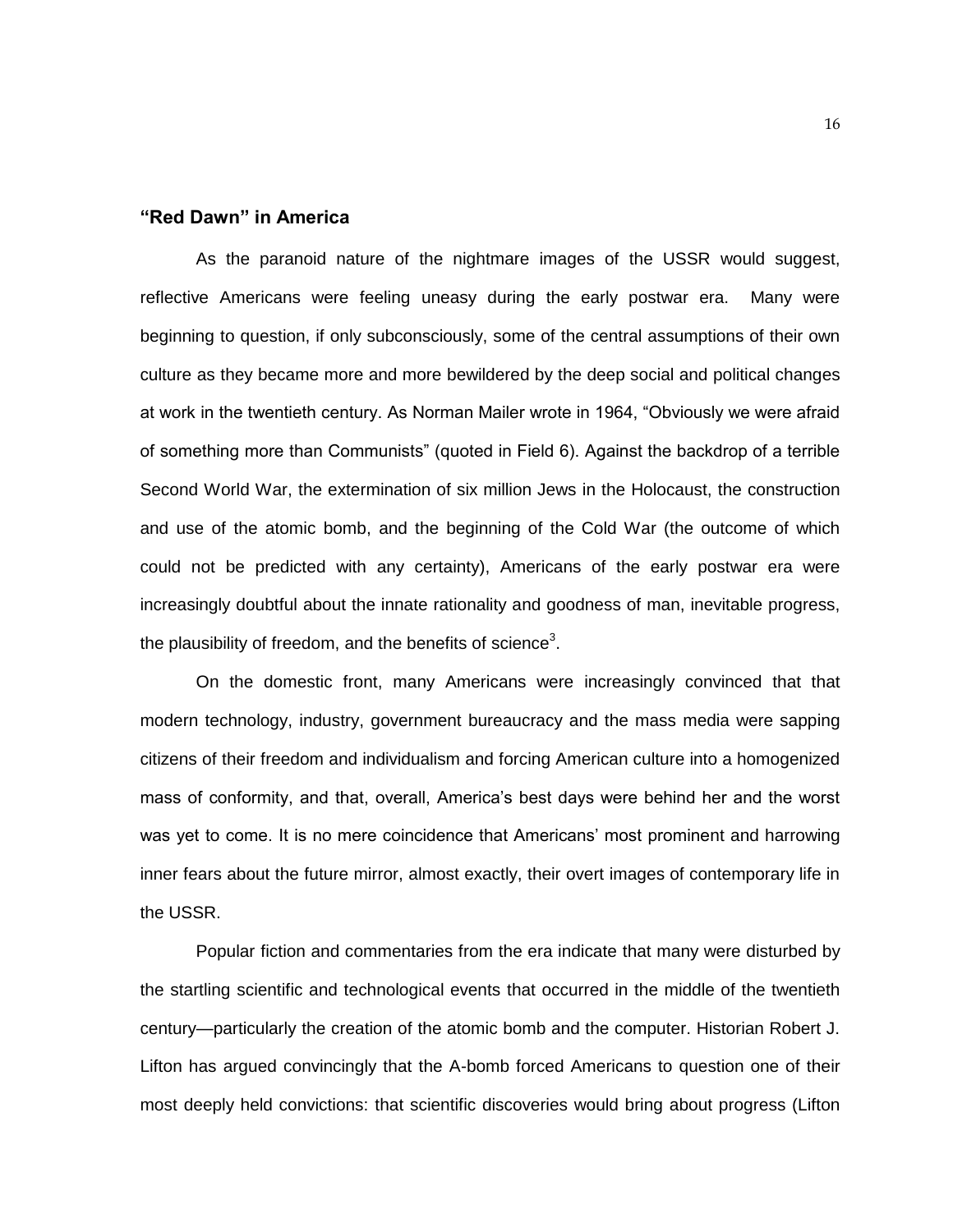## "Red Dawn" in America

As the paranoid nature of the nightmare images of the USSR would suggest, reflective Americans were feeling uneasy during the early postwar era. Many were beginning to question, if only subconsciously, some of the central assumptions of their own culture as they became more and more bewildered by the deep social and political changes at work in the twentieth century. As Norman Mailer wrote in 1964, "Obviously we were afraid of something more than Communists" (quoted in Field 6). Against the backdrop of a terrible Second World War, the extermination of six million Jews in the Holocaust, the construction and use of the atomic bomb, and the beginning of the Cold War (the outcome of which could not be predicted with any certainty), Americans of the early postwar era were increasingly doubtful about the innate rationality and goodness of man, inevitable progress, the plausibility of freedom, and the benefits of science[3].

On the domestic front, many Americans were increasingly convinced that that modern technology, industry, government bureaucracy and the mass media were sapping citizens of their freedom and individualism and forcing American culture into a homogenized mass of conformity, and that, overall, America's best days were behind her and the worst was yet to come. It is no mere coincidence that Americans' most prominent and harrowing inner fears about the future mirror, almost exactly, their overt images of contemporary life in the USSR.

Popular fiction and commentaries from the era indicate that many were disturbed by the startling scientific and technological events that occurred in the middle of the twentieth century—particularly the creation of the atomic bomb and the computer. Historian Robert J. Lifton has argued convincingly that the A-bomb forced Americans to question one of their most deeply held convictions: that scientific discoveries would bring about progress (Lifton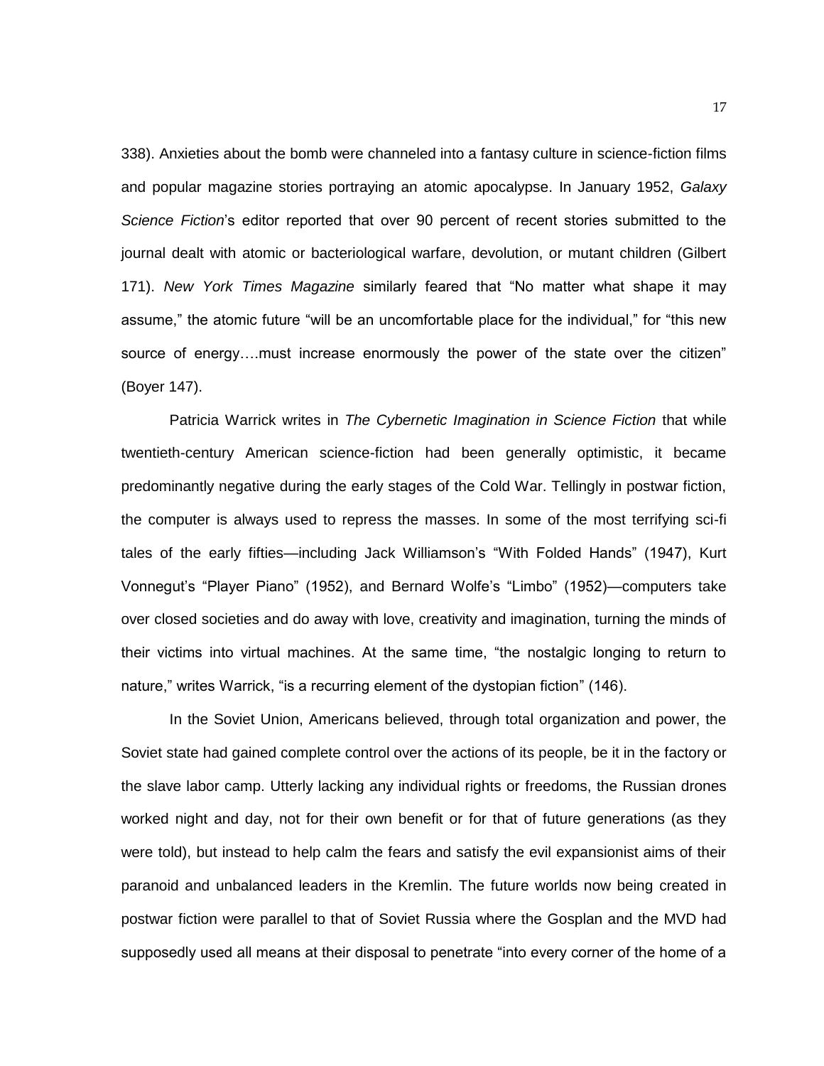338). Anxieties about the bomb were channeled into a fantasy culture in science-fiction films and popular magazine stories portraying an atomic apocalypse. In January 1952, *Galaxy Science Fiction*'s editor reported that over 90 percent of recent stories submitted to the journal dealt with atomic or bacteriological warfare, devolution, or mutant children (Gilbert 171). *New York Times Magazine* similarly feared that "No matter what shape it may assume," the atomic future "will be an uncomfortable place for the individual," for "this new source of energy….must increase enormously the power of the state over the citizen" (Boyer 147).

Patricia Warrick writes in *The Cybernetic Imagination in Science Fiction* that while twentieth-century American science-fiction had been generally optimistic, it became predominantly negative during the early stages of the Cold War. Tellingly in postwar fiction, the computer is always used to repress the masses. In some of the most terrifying sci-fi tales of the early fifties—including Jack Williamson's "With Folded Hands" (1947), Kurt Vonnegut's "Player Piano" (1952), and Bernard Wolfe's "Limbo" (1952)—computers take over closed societies and do away with love, creativity and imagination, turning the minds of their victims into virtual machines. At the same time, "the nostalgic longing to return to nature," writes Warrick, "is a recurring element of the dystopian fiction" (146).

In the Soviet Union, Americans believed, through total organization and power, the Soviet state had gained complete control over the actions of its people, be it in the factory or the slave labor camp. Utterly lacking any individual rights or freedoms, the Russian drones worked night and day, not for their own benefit or for that of future generations (as they were told), but instead to help calm the fears and satisfy the evil expansionist aims of their paranoid and unbalanced leaders in the Kremlin. The future worlds now being created in postwar fiction were parallel to that of Soviet Russia where the Gosplan and the MVD had supposedly used all means at their disposal to penetrate "into every corner of the home of a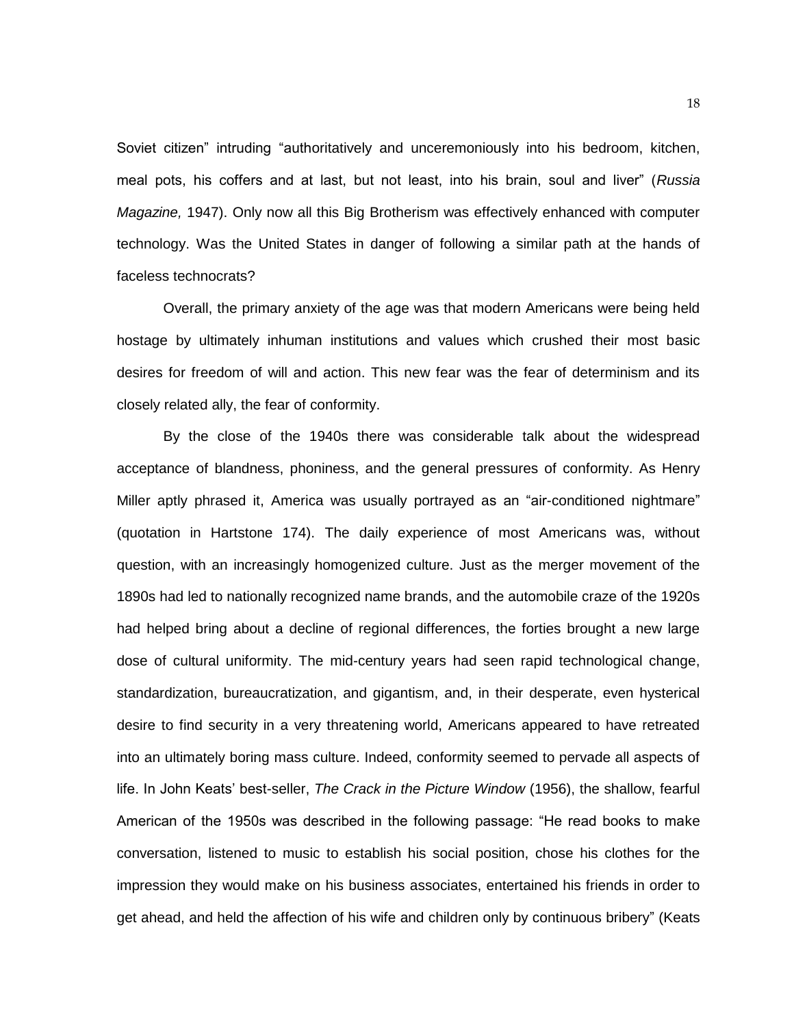Soviet citizen" intruding "authoritatively and unceremoniously into his bedroom, kitchen, meal pots, his coffers and at last, but not least, into his brain, soul and liver" (*Russia Magazine,* 1947). Only now all this Big Brotherism was effectively enhanced with computer technology. Was the United States in danger of following a similar path at the hands of faceless technocrats?

Overall, the primary anxiety of the age was that modern Americans were being held hostage by ultimately inhuman institutions and values which crushed their most basic desires for freedom of will and action. This new fear was the fear of determinism and its closely related ally, the fear of conformity.

By the close of the 1940s there was considerable talk about the widespread acceptance of blandness, phoniness, and the general pressures of conformity. As Henry Miller aptly phrased it, America was usually portrayed as an "air-conditioned nightmare" (quotation in Hartstone 174). The daily experience of most Americans was, without question, with an increasingly homogenized culture. Just as the merger movement of the 1890s had led to nationally recognized name brands, and the automobile craze of the 1920s had helped bring about a decline of regional differences, the forties brought a new large dose of cultural uniformity. The mid-century years had seen rapid technological change, standardization, bureaucratization, and gigantism, and, in their desperate, even hysterical desire to find security in a very threatening world, Americans appeared to have retreated into an ultimately boring mass culture. Indeed, conformity seemed to pervade all aspects of life. In John Keats' best-seller, *The Crack in the Picture Window* (1956), the shallow, fearful American of the 1950s was described in the following passage: "He read books to make conversation, listened to music to establish his social position, chose his clothes for the impression they would make on his business associates, entertained his friends in order to get ahead, and held the affection of his wife and children only by continuous bribery" (Keats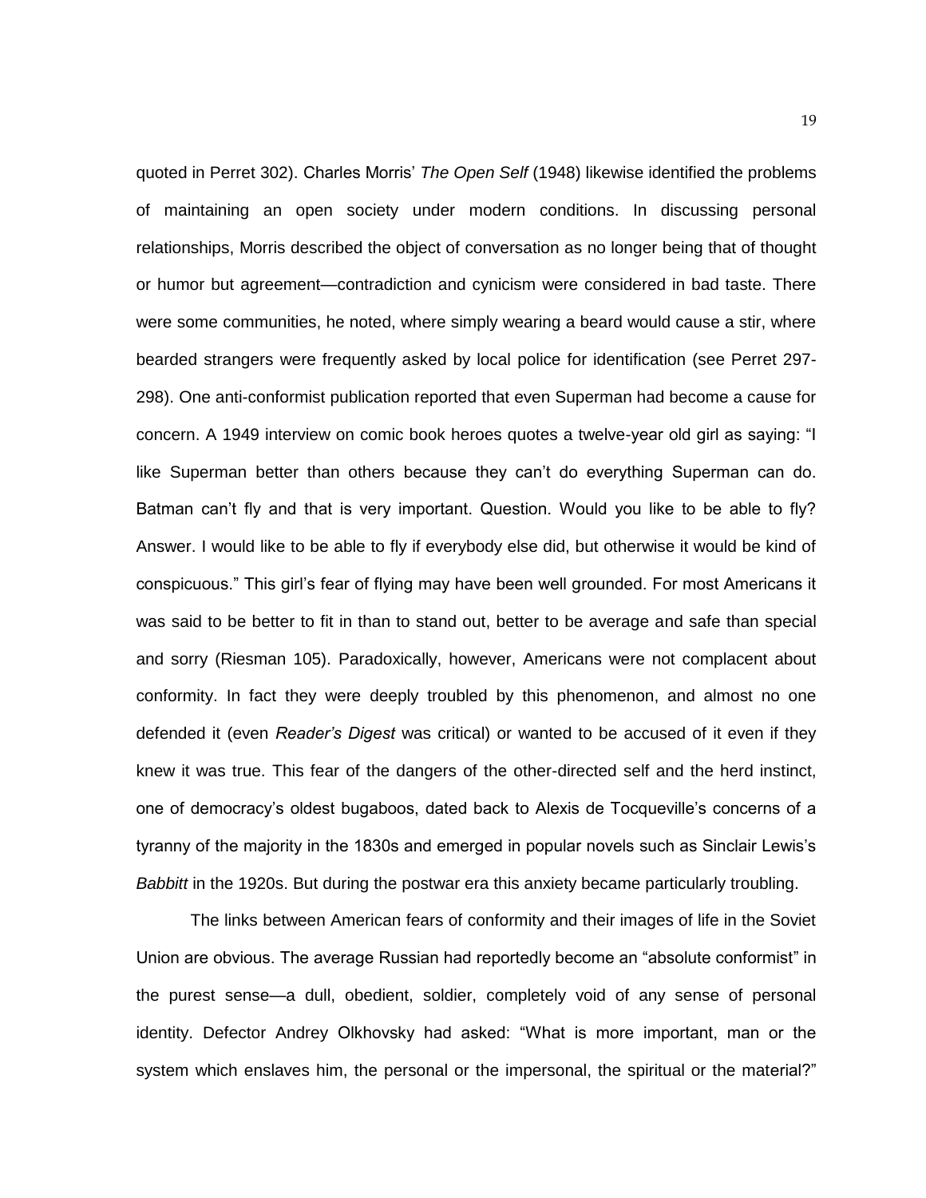quoted in Perret 302). Charles Morris' *The Open Self* (1948) likewise identified the problems of maintaining an open society under modern conditions. In discussing personal relationships, Morris described the object of conversation as no longer being that of thought or humor but agreement—contradiction and cynicism were considered in bad taste. There were some communities, he noted, where simply wearing a beard would cause a stir, where bearded strangers were frequently asked by local police for identification (see Perret 297-298). One anti-conformist publication reported that even Superman had become a cause for concern. A 1949 interview on comic book heroes quotes a twelve-year old girl as saying: "I like Superman better than others because they can't do everything Superman can do. Batman can't fly and that is very important. Question. Would you like to be able to fly? Answer. I would like to be able to fly if everybody else did, but otherwise it would be kind of conspicuous." This girl's fear of flying may have been well grounded. For most Americans it was said to be better to fit in than to stand out, better to be average and safe than special and sorry (Riesman 105). Paradoxically, however, Americans were not complacent about conformity. In fact they were deeply troubled by this phenomenon, and almost no one defended it (even *Reader's Digest* was critical) or wanted to be accused of it even if they knew it was true. This fear of the dangers of the other-directed self and the herd instinct, one of democracy's oldest bugaboos, dated back to Alexis de Tocqueville's concerns of a tyranny of the majority in the 1830s and emerged in popular novels such as Sinclair Lewis's *Babbitt* in the 1920s. But during the postwar era this anxiety became particularly troubling.

The links between American fears of conformity and their images of life in the Soviet Union are obvious. The average Russian had reportedly become an "absolute conformist" in the purest sense—a dull, obedient, soldier, completely void of any sense of personal identity. Defector Andrey Olkhovsky had asked: "What is more important, man or the system which enslaves him, the personal or the impersonal, the spiritual or the material?"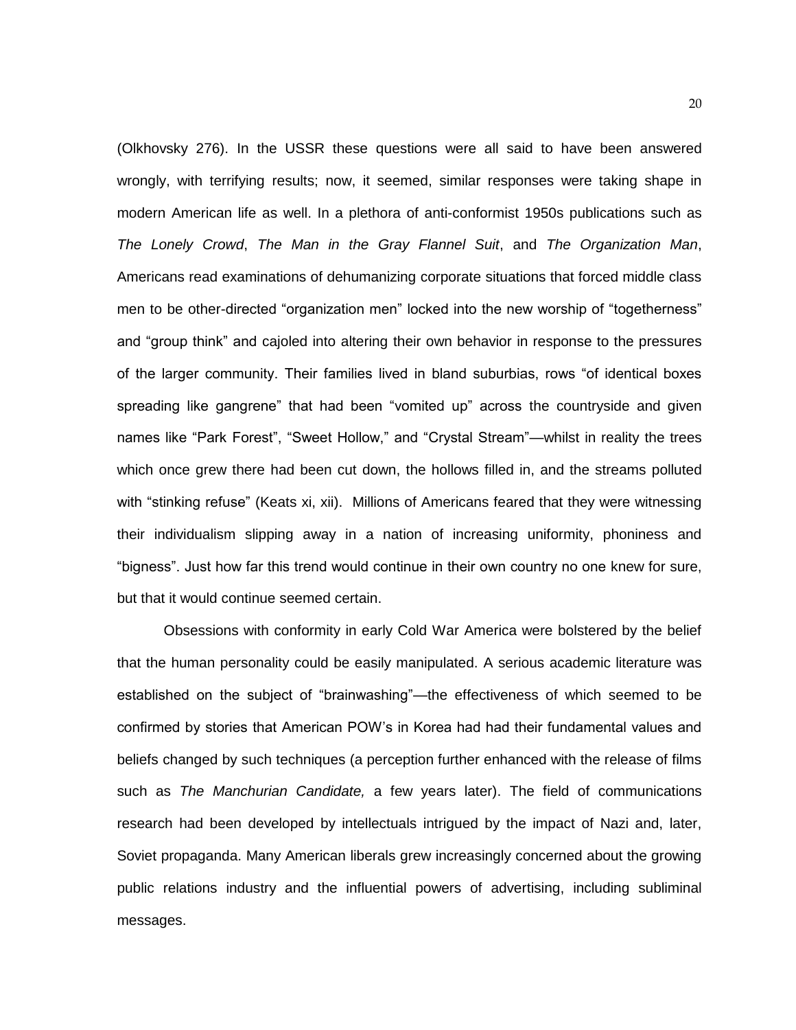(Olkhovsky 276). In the USSR these questions were all said to have been answered wrongly, with terrifying results; now, it seemed, similar responses were taking shape in modern American life as well. In a plethora of anti-conformist 1950s publications such as *The Lonely Crowd*, *The Man in the Gray Flannel Suit*, and *The Organization Man*, Americans read examinations of dehumanizing corporate situations that forced middle class men to be other-directed "organization men" locked into the new worship of "togetherness" and "group think" and cajoled into altering their own behavior in response to the pressures of the larger community. Their families lived in bland suburbias, rows "of identical boxes spreading like gangrene" that had been "vomited up" across the countryside and given names like "Park Forest", "Sweet Hollow," and "Crystal Stream"—whilst in reality the trees which once grew there had been cut down, the hollows filled in, and the streams polluted with "stinking refuse" (Keats xi, xii). Millions of Americans feared that they were witnessing their individualism slipping away in a nation of increasing uniformity, phoniness and "bigness". Just how far this trend would continue in their own country no one knew for sure, but that it would continue seemed certain.

Obsessions with conformity in early Cold War America were bolstered by the belief that the human personality could be easily manipulated. A serious academic literature was established on the subject of "brainwashing"—the effectiveness of which seemed to be confirmed by stories that American POW's in Korea had had their fundamental values and beliefs changed by such techniques (a perception further enhanced with the release of films such as *The Manchurian Candidate,* a few years later). The field of communications research had been developed by intellectuals intrigued by the impact of Nazi and, later, Soviet propaganda. Many American liberals grew increasingly concerned about the growing public relations industry and the influential powers of advertising, including subliminal messages.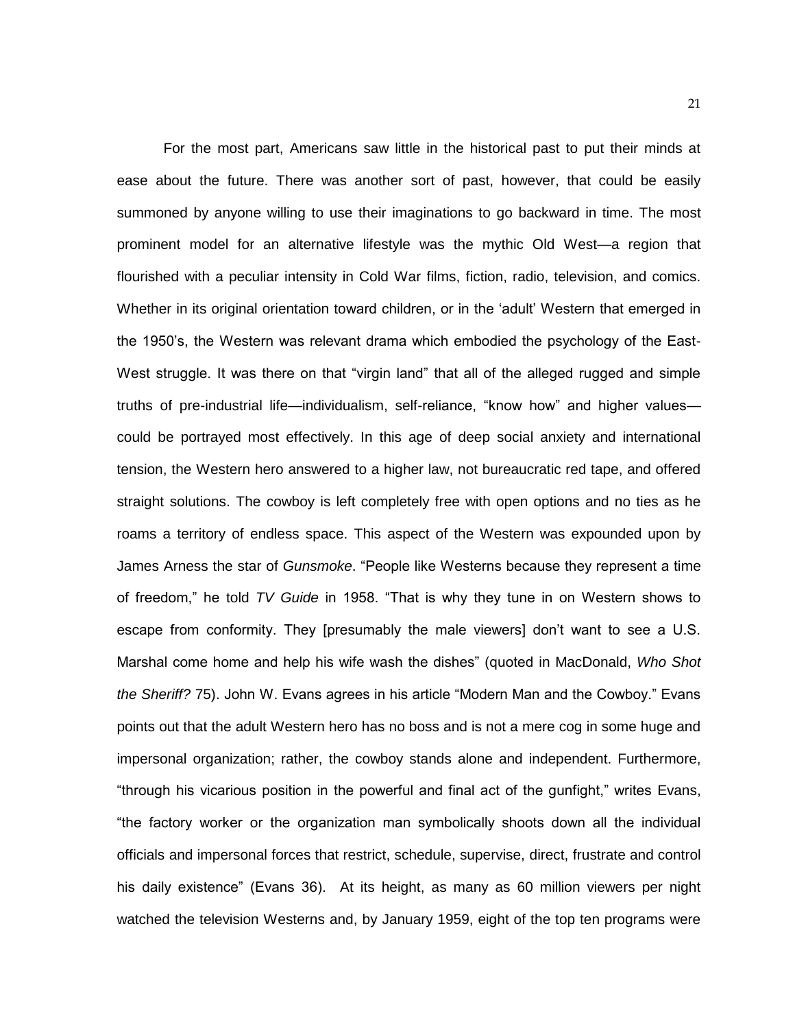For the most part, Americans saw little in the historical past to put their minds at ease about the future. There was another sort of past, however, that could be easily summoned by anyone willing to use their imaginations to go backward in time. The most prominent model for an alternative lifestyle was the mythic Old West—a region that flourished with a peculiar intensity in Cold War films, fiction, radio, television, and comics. Whether in its original orientation toward children, or in the 'adult' Western that emerged in the 1950's, the Western was relevant drama which embodied the psychology of the East-West struggle. It was there on that "virgin land" that all of the alleged rugged and simple truths of pre-industrial life—individualism, self-reliance, "know how" and higher values—could be portrayed most effectively. In this age of deep social anxiety and international tension, the Western hero answered to a higher law, not bureaucratic red tape, and offered straight solutions. The cowboy is left completely free with open options and no ties as he roams a territory of endless space. This aspect of the Western was expounded upon by James Arness the star of *Gunsmoke*. "People like Westerns because they represent a time of freedom," he told *TV Guide* in 1958. "That is why they tune in on Western shows to escape from conformity. They [presumably the male viewers] don't want to see a U.S. Marshal come home and help his wife wash the dishes" (quoted in MacDonald, *Who Shot the Sheriff?* 75). John W. Evans agrees in his article "Modern Man and the Cowboy." Evans points out that the adult Western hero has no boss and is not a mere cog in some huge and impersonal organization; rather, the cowboy stands alone and independent. Furthermore, "through his vicarious position in the powerful and final act of the gunfight," writes Evans, "the factory worker or the organization man symbolically shoots down all the individual officials and impersonal forces that restrict, schedule, supervise, direct, frustrate and control his daily existence" (Evans 36). At its height, as many as 60 million viewers per night watched the television Westerns and, by January 1959, eight of the top ten programs were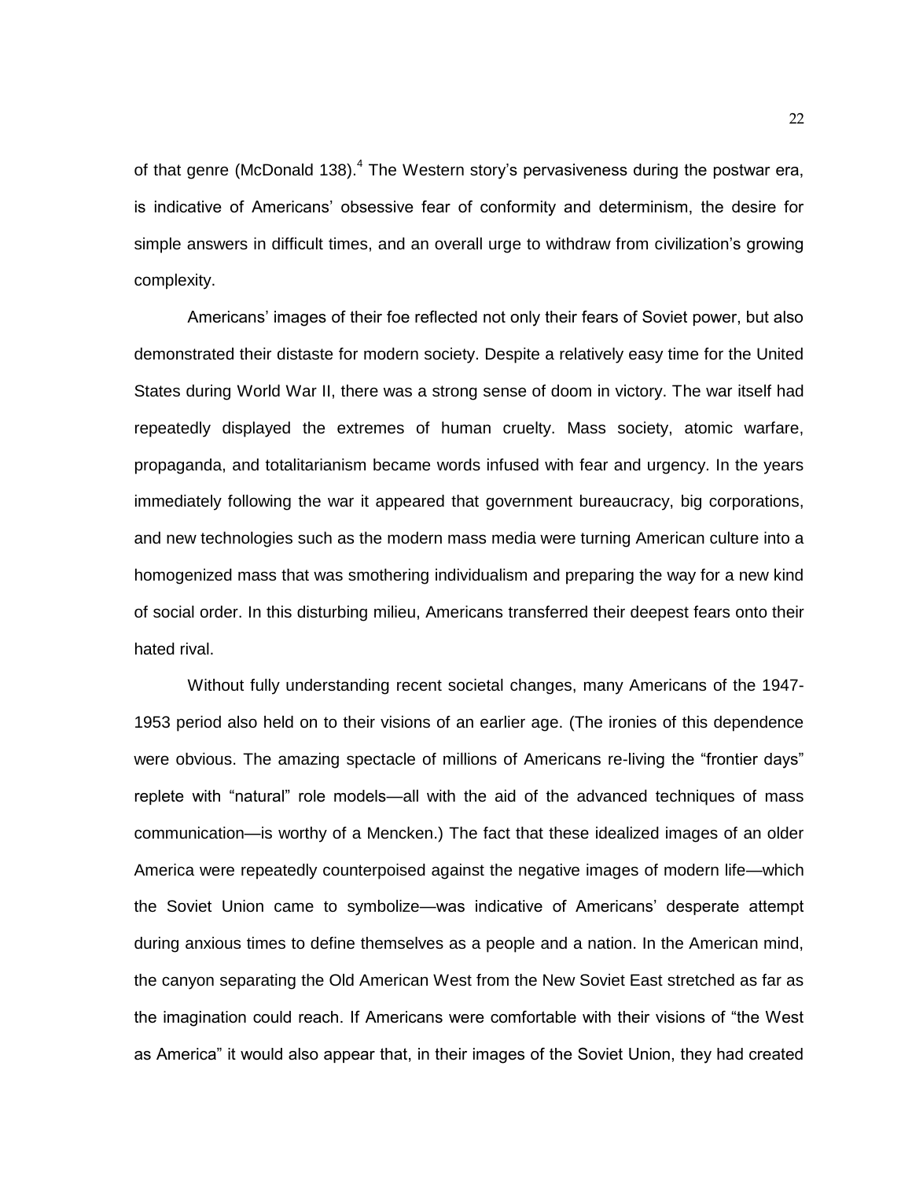of that genre (McDonald 138).[4] The Western story's pervasiveness during the postwar era, is indicative of Americans' obsessive fear of conformity and determinism, the desire for simple answers in difficult times, and an overall urge to withdraw from civilization's growing complexity.

Americans' images of their foe reflected not only their fears of Soviet power, but also demonstrated their distaste for modern society. Despite a relatively easy time for the United States during World War II, there was a strong sense of doom in victory. The war itself had repeatedly displayed the extremes of human cruelty. Mass society, atomic warfare, propaganda, and totalitarianism became words infused with fear and urgency. In the years immediately following the war it appeared that government bureaucracy, big corporations, and new technologies such as the modern mass media were turning American culture into a homogenized mass that was smothering individualism and preparing the way for a new kind of social order. In this disturbing milieu, Americans transferred their deepest fears onto their hated rival.

Without fully understanding recent societal changes, many Americans of the 1947-1953 period also held on to their visions of an earlier age. (The ironies of this dependence were obvious. The amazing spectacle of millions of Americans re-living the "frontier days" replete with "natural" role models—all with the aid of the advanced techniques of mass communication—is worthy of a Mencken.) The fact that these idealized images of an older America were repeatedly counterpoised against the negative images of modern life—which the Soviet Union came to symbolize—was indicative of Americans' desperate attempt during anxious times to define themselves as a people and a nation. In the American mind, the canyon separating the Old American West from the New Soviet East stretched as far as the imagination could reach. If Americans were comfortable with their visions of "the West as America" it would also appear that, in their images of the Soviet Union, they had created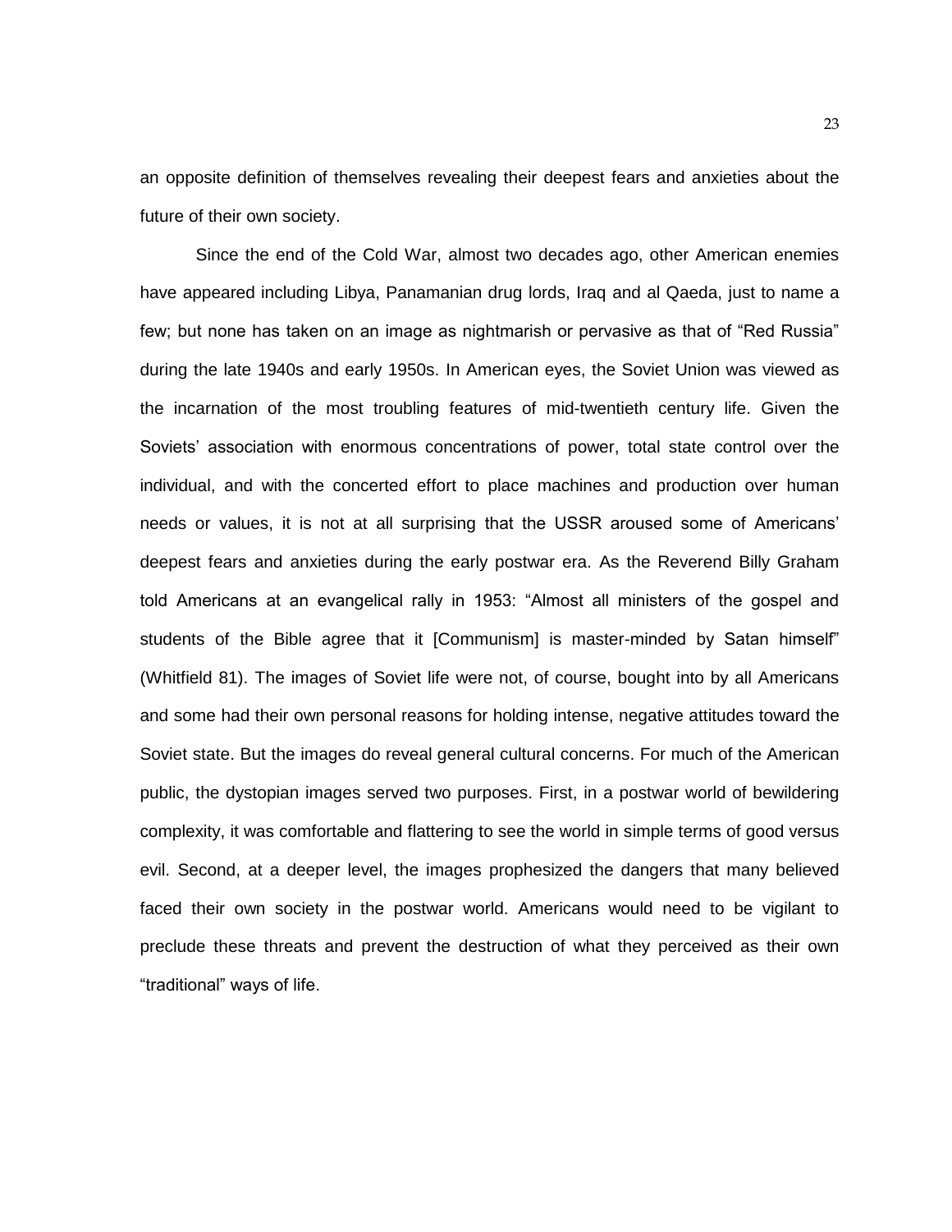an opposite definition of themselves revealing their deepest fears and anxieties about the future of their own society.

Since the end of the Cold War, almost two decades ago, other American enemies have appeared including Libya, Panamanian drug lords, Iraq and al Qaeda, just to name a few; but none has taken on an image as nightmarish or pervasive as that of "Red Russia" during the late 1940s and early 1950s. In American eyes, the Soviet Union was viewed as the incarnation of the most troubling features of mid-twentieth century life. Given the Soviets' association with enormous concentrations of power, total state control over the individual, and with the concerted effort to place machines and production over human needs or values, it is not at all surprising that the USSR aroused some of Americans' deepest fears and anxieties during the early postwar era. As the Reverend Billy Graham told Americans at an evangelical rally in 1953: "Almost all ministers of the gospel and students of the Bible agree that it [Communism] is master-minded by Satan himself" (Whitfield 81). The images of Soviet life were not, of course, bought into by all Americans and some had their own personal reasons for holding intense, negative attitudes toward the Soviet state. But the images do reveal general cultural concerns. For much of the American public, the dystopian images served two purposes. First, in a postwar world of bewildering complexity, it was comfortable and flattering to see the world in simple terms of good versus evil. Second, at a deeper level, the images prophesized the dangers that many believed faced their own society in the postwar world. Americans would need to be vigilant to preclude these threats and prevent the destruction of what they perceived as their own "traditional" ways of life.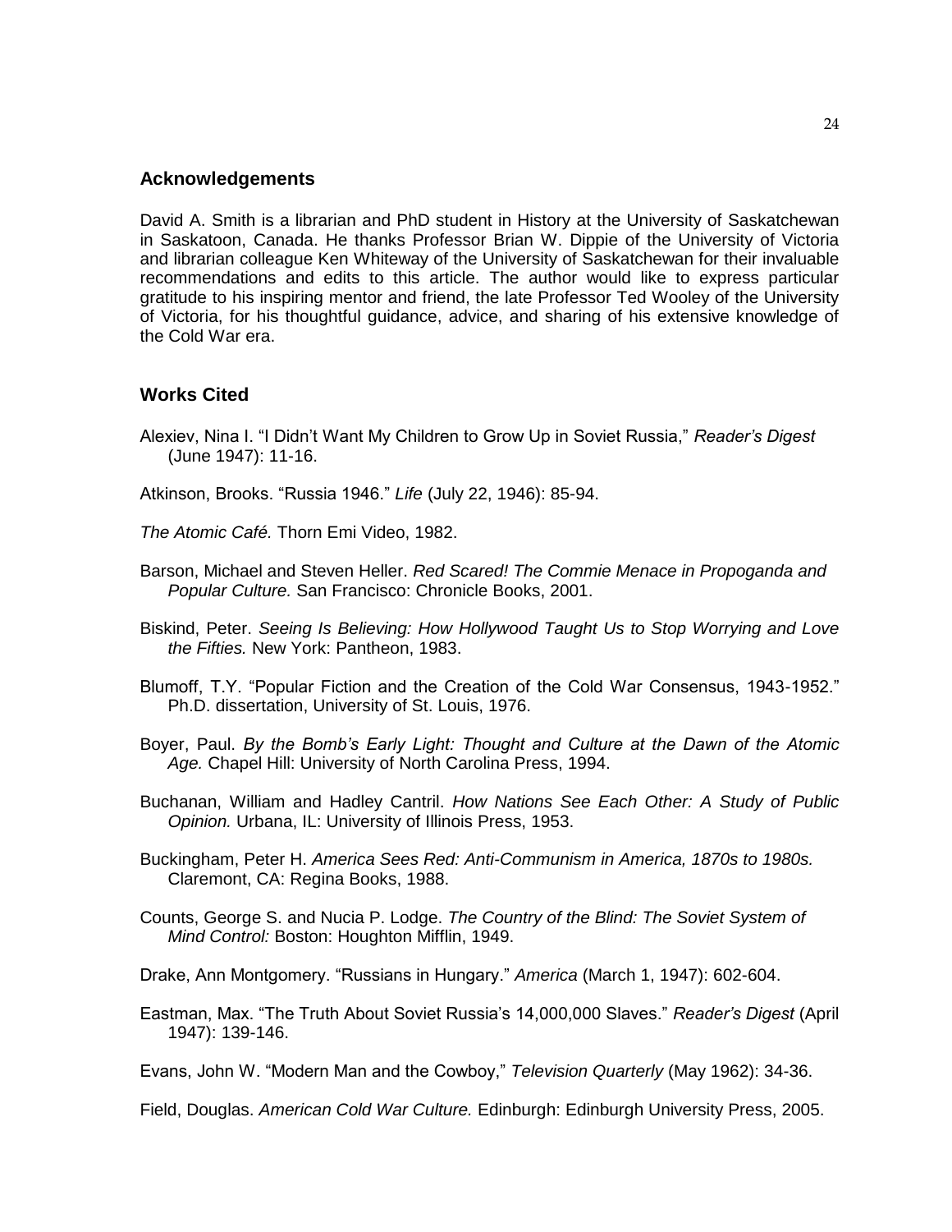## Acknowledgements

David A. Smith is a librarian and PhD student in History at the University of Saskatchewan in Saskatoon, Canada. He thanks Professor Brian W. Dippie of the University of Victoria and librarian colleague Ken Whiteway of the University of Saskatchewan for their invaluable recommendations and edits to this article. The author would like to express particular gratitude to his inspiring mentor and friend, the late Professor Ted Wooley of the University of Victoria, for his thoughtful guidance, advice, and sharing of his extensive knowledge of the Cold War era.

## Works Cited

Alexiev, Nina I. "I Didn't Want My Children to Grow Up in Soviet Russia," *Reader's Digest* (June 1947): 11-16.

Atkinson, Brooks. "Russia 1946." *Life* (July 22, 1946): 85-94.

*The Atomic Café.* Thorn Emi Video, 1982.

Barson, Michael and Steven Heller. *Red Scared! The Commie Menace in Propoganda and Popular Culture.* San Francisco: Chronicle Books, 2001.

Biskind, Peter. *Seeing Is Believing: How Hollywood Taught Us to Stop Worrying and Love the Fifties.* New York: Pantheon, 1983.

Blumoff, T.Y. "Popular Fiction and the Creation of the Cold War Consensus, 1943-1952." Ph.D. dissertation, University of St. Louis, 1976.

Boyer, Paul. *By the Bomb's Early Light: Thought and Culture at the Dawn of the Atomic Age.* Chapel Hill: University of North Carolina Press, 1994.

Buchanan, William and Hadley Cantril. *How Nations See Each Other: A Study of Public Opinion.* Urbana, IL: University of Illinois Press, 1953.

Buckingham, Peter H. *America Sees Red: Anti-Communism in America, 1870s to 1980s.* Claremont, CA: Regina Books, 1988.

Counts, George S. and Nucia P. Lodge. *The Country of the Blind: The Soviet System of Mind Control:* Boston: Houghton Mifflin, 1949.

Drake, Ann Montgomery. "Russians in Hungary." *America* (March 1, 1947): 602-604.

Eastman, Max. "The Truth About Soviet Russia's 14,000,000 Slaves." *Reader's Digest* (April 1947): 139-146.

Evans, John W. "Modern Man and the Cowboy," *Television Quarterly* (May 1962): 34-36.

Field, Douglas. *American Cold War Culture.* Edinburgh: Edinburgh University Press, 2005.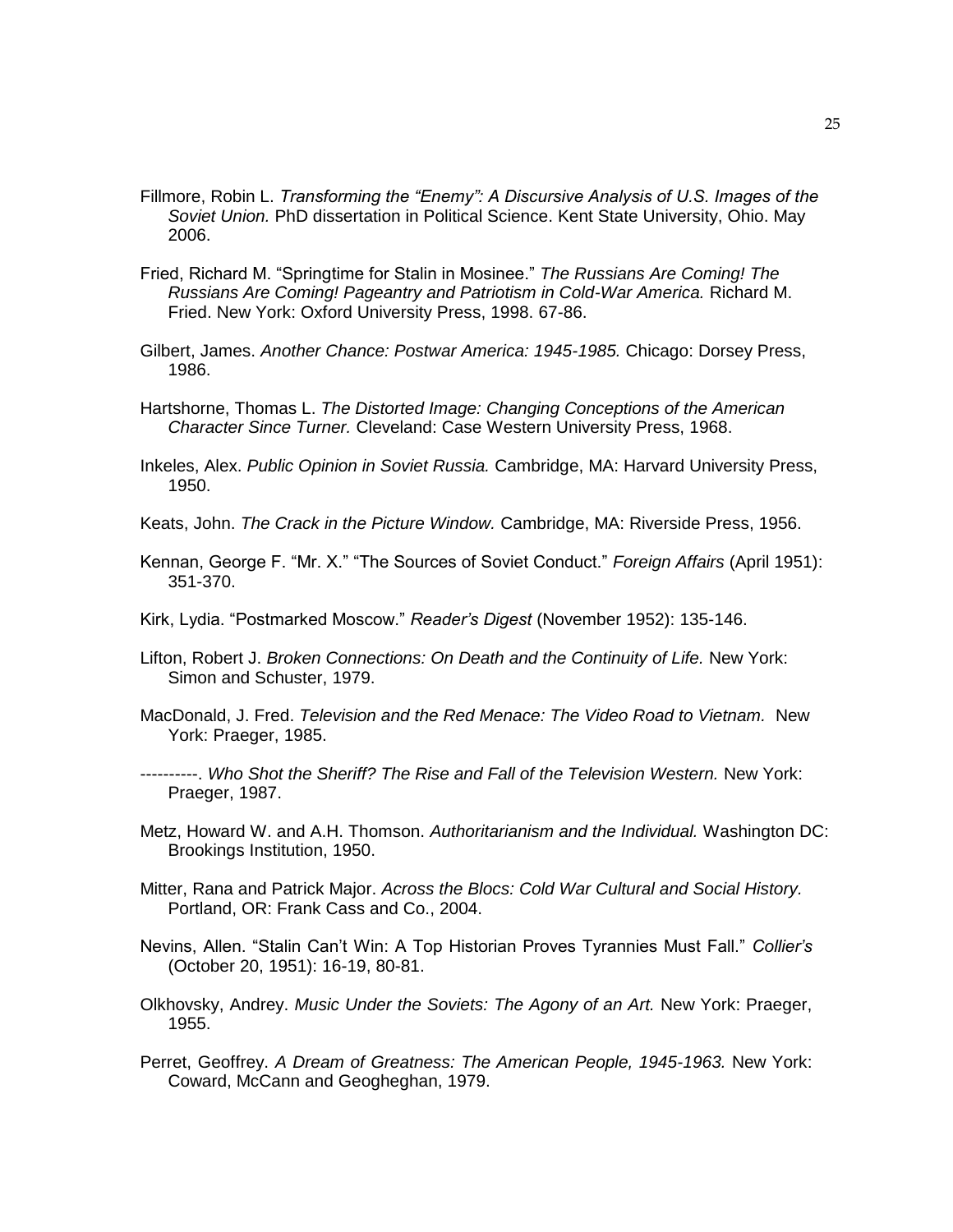Fillmore, Robin L. *Transforming the "Enemy": A Discursive Analysis of U.S. Images of the Soviet Union.* PhD dissertation in Political Science. Kent State University, Ohio. May 2006.

Fried, Richard M. "Springtime for Stalin in Mosinee." *The Russians Are Coming! The Russians Are Coming! Pageantry and Patriotism in Cold-War America.* Richard M. Fried. New York: Oxford University Press, 1998. 67-86.

Gilbert, James. *Another Chance: Postwar America: 1945-1985.* Chicago: Dorsey Press, 1986.

Hartshorne, Thomas L. *The Distorted Image: Changing Conceptions of the American Character Since Turner.* Cleveland: Case Western University Press, 1968.

Inkeles, Alex. *Public Opinion in Soviet Russia.* Cambridge, MA: Harvard University Press, 1950.

Keats, John. *The Crack in the Picture Window.* Cambridge, MA: Riverside Press, 1956.

Kennan, George F. "Mr. X." "The Sources of Soviet Conduct." *Foreign Affairs* (April 1951): 351-370.

Kirk, Lydia. "Postmarked Moscow." *Reader's Digest* (November 1952): 135-146.

Lifton, Robert J. *Broken Connections: On Death and the Continuity of Life.* New York: Simon and Schuster, 1979.

MacDonald, J. Fred. *Television and the Red Menace: The Video Road to Vietnam.* New York: Praeger, 1985.

----------. *Who Shot the Sheriff? The Rise and Fall of the Television Western.* New York: Praeger, 1987.

Metz, Howard W. and A.H. Thomson. *Authoritarianism and the Individual.* Washington DC: Brookings Institution, 1950.

Mitter, Rana and Patrick Major. *Across the Blocs: Cold War Cultural and Social History.* Portland, OR: Frank Cass and Co., 2004.

Nevins, Allen. "Stalin Can't Win: A Top Historian Proves Tyrannies Must Fall." *Collier's* (October 20, 1951): 16-19, 80-81.

Olkhovsky, Andrey. *Music Under the Soviets: The Agony of an Art.* New York: Praeger, 1955.

Perret, Geoffrey. *A Dream of Greatness: The American People, 1945-1963.* New York: Coward, McCann and Geogheghan, 1979.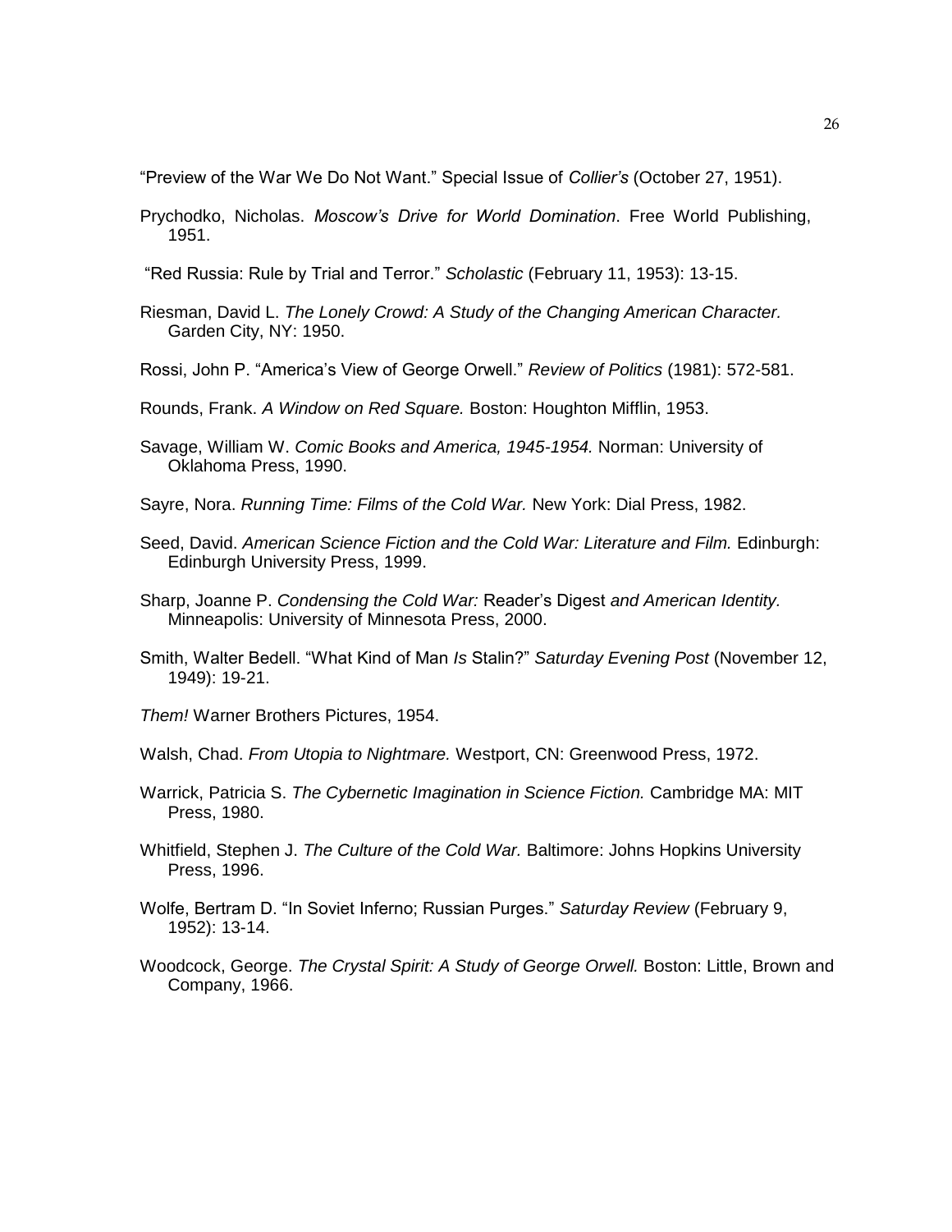"Preview of the War We Do Not Want." Special Issue of *Collier's* (October 27, 1951).

Prychodko, Nicholas. *Moscow's Drive for World Domination*. Free World Publishing, 1951.

"Red Russia: Rule by Trial and Terror." *Scholastic* (February 11, 1953): 13-15.

Riesman, David L. *The Lonely Crowd: A Study of the Changing American Character.* Garden City, NY: 1950.

Rossi, John P. "America's View of George Orwell." *Review of Politics* (1981): 572-581.

Rounds, Frank. *A Window on Red Square.* Boston: Houghton Mifflin, 1953.

Savage, William W. *Comic Books and America, 1945-1954.* Norman: University of Oklahoma Press, 1990.

Sayre, Nora. *Running Time: Films of the Cold War.* New York: Dial Press, 1982.

Seed, David. *American Science Fiction and the Cold War: Literature and Film.* Edinburgh: Edinburgh University Press, 1999.

Sharp, Joanne P. *Condensing the Cold War:* Reader's Digest *and American Identity.* Minneapolis: University of Minnesota Press, 2000.

Smith, Walter Bedell. "What Kind of Man *Is* Stalin?" *Saturday Evening Post* (November 12, 1949): 19-21.

*Them!* Warner Brothers Pictures, 1954.

Walsh, Chad. *From Utopia to Nightmare.* Westport, CN: Greenwood Press, 1972.

Warrick, Patricia S. *The Cybernetic Imagination in Science Fiction.* Cambridge MA: MIT Press, 1980.

Whitfield, Stephen J. *The Culture of the Cold War.* Baltimore: Johns Hopkins University Press, 1996.

Wolfe, Bertram D. "In Soviet Inferno; Russian Purges." *Saturday Review* (February 9, 1952): 13-14.

Woodcock, George. *The Crystal Spirit: A Study of George Orwell.* Boston: Little, Brown and Company, 1966.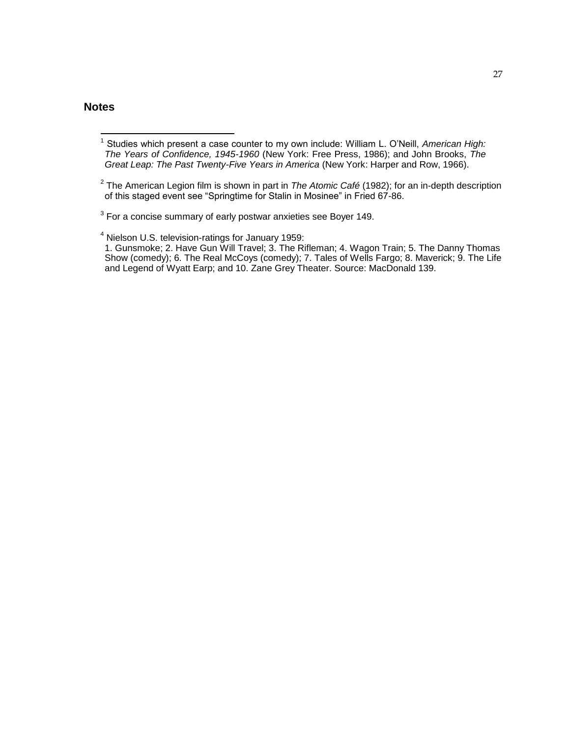## Notes

[1] Studies which present a case counter to my own include: William L. O'Neill, *American High: The Years of Confidence, 1945-1960* (New York: Free Press, 1986); and John Brooks, *The Great Leap: The Past Twenty-Five Years in America* (New York: Harper and Row, 1966).

[2] The American Legion film is shown in part in *The Atomic Café* (1982); for an in-depth description of this staged event see "Springtime for Stalin in Mosinee" in Fried 67-86.

[3] For a concise summary of early postwar anxieties see Boyer 149.

[4] Nielson U.S. television-ratings for January 1959:
1. Gunsmoke; 2. Have Gun Will Travel; 3. The Rifleman; 4. Wagon Train; 5. The Danny Thomas Show (comedy); 6. The Real McCoys (comedy); 7. Tales of Wells Fargo; 8. Maverick; 9. The Life and Legend of Wyatt Earp; and 10. Zane Grey Theater. Source: MacDonald 139.